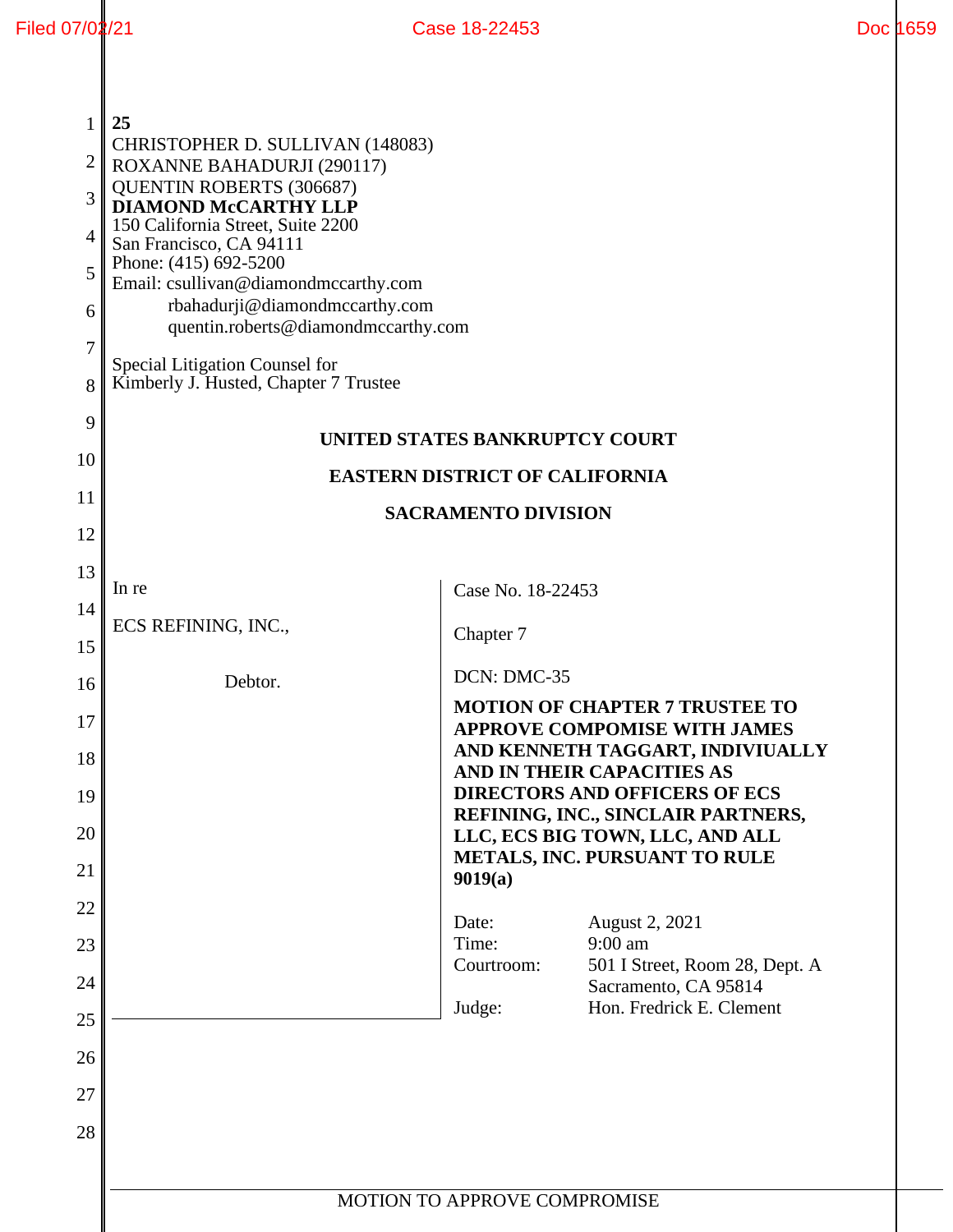25

CHRISTOPHER D. SULLIVAN (148083)
ROXANNE BAHADURJI (290117)
QUENTIN ROBERTS (306687)
**DIAMOND McCARTHY LLP**
150 California Street, Suite 2200
San Francisco, CA 94111
Phone: (415) 692-5200
Email: csullivan@diamondmccarthy.com
rbahadurji@diamondmccarthy.com
quentin.roberts@diamondmccarthy.com

Special Litigation Counsel for
Kimberly J. Husted, Chapter 7 Trustee

**UNITED STATES BANKRUPTCY COURT**

**EASTERN DISTRICT OF CALIFORNIA**

**SACRAMENTO DIVISION**

In re

ECS REFINING, INC.,

Debtor.

Case No. 18-22453

Chapter 7

DCN: DMC-35

**MOTION OF CHAPTER 7 TRUSTEE TO APPROVE COMPOMISE WITH JAMES AND KENNETH TAGGART, INDIVIUALLY AND IN THEIR CAPACITIES AS DIRECTORS AND OFFICERS OF ECS REFINING, INC., SINCLAIR PARTNERS, LLC, ECS BIG TOWN, LLC, AND ALL METALS, INC. PURSUANT TO RULE 9019(a)**

| | |
|---|---|
| Date: | August 2, 2021 |
| Time: | 9:00 am |
| Courtroom: | 501 I Street, Room 28, Dept. A Sacramento, CA 95814 |
| Judge: | Hon. Fredrick E. Clement |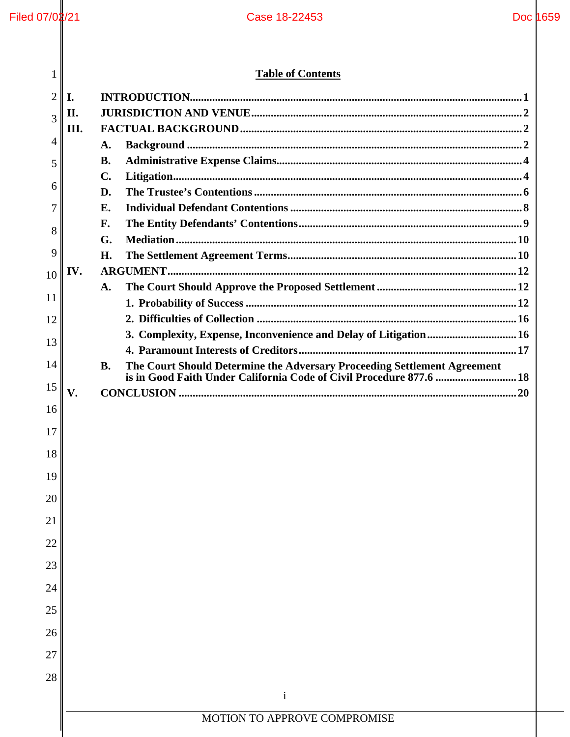## Table of Contents

**I. INTRODUCTION** ........ 1

**II. JURISDICTION AND VENUE** ........ 2

**III. FACTUAL BACKGROUND** ........ 2

- **A. Background** ........ 2
- **B. Administrative Expense Claims** ........ 4
- **C. Litigation** ........ 4
- **D. The Trustee's Contentions** ........ 6
- **E. Individual Defendant Contentions** ........ 8
- **F. The Entity Defendants' Contentions** ........ 9
- **G. Mediation** ........ 10
- **H. The Settlement Agreement Terms** ........ 10

**IV. ARGUMENT** ........ 12

- **A. The Court Should Approve the Proposed Settlement** ........ 12
  - **1. Probability of Success** ........ 12
  - **2. Difficulties of Collection** ........ 16
  - **3. Complexity, Expense, Inconvenience and Delay of Litigation** ........ 16
  - **4. Paramount Interests of Creditors** ........ 17
- **B. The Court Should Determine the Adversary Proceeding Settlement Agreement is in Good Faith Under California Code of Civil Procedure 877.6** ........ 18

**V. CONCLUSION** ........ 20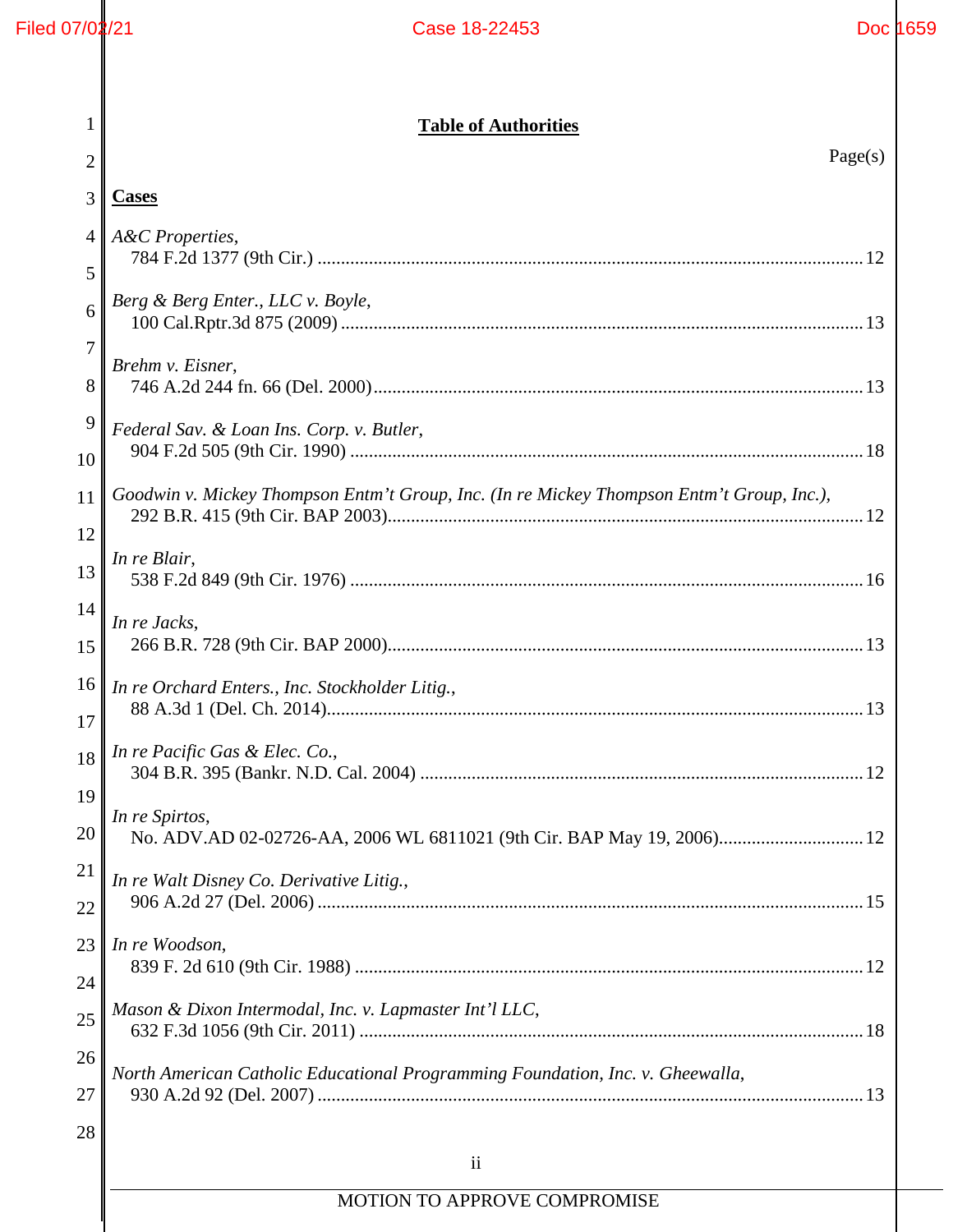## Table of Authorities

Page(s)

**Cases**

*A&C Properties*,
784 F.2d 1377 (9th Cir.) ....................................................................................................... 12

*Berg & Berg Enter., LLC v. Boyle*,
100 Cal.Rptr.3d 875 (2009) ................................................................................................. 13

*Brehm v. Eisner*,
746 A.2d 244 fn. 66 (Del. 2000)........................................................................................... 13

*Federal Sav. & Loan Ins. Corp. v. Butler*,
904 F.2d 505 (9th Cir. 1990) ............................................................................................... 18

*Goodwin v. Mickey Thompson Entm't Group, Inc. (In re Mickey Thompson Entm't Group, Inc.)*,
292 B.R. 415 (9th Cir. BAP 2003)........................................................................................ 12

*In re Blair*,
538 F.2d 849 (9th Cir. 1976) ............................................................................................... 16

*In re Jacks*,
266 B.R. 728 (9th Cir. BAP 2000)........................................................................................ 13

*In re Orchard Enters., Inc. Stockholder Litig.*,
88 A.3d 1 (Del. Ch. 2014)..................................................................................................... 13

*In re Pacific Gas & Elec. Co.*,
304 B.R. 395 (Bankr. N.D. Cal. 2004) ................................................................................ 12

*In re Spirtos*,
No. ADV.AD 02-02726-AA, 2006 WL 6811021 (9th Cir. BAP May 19, 2006)................................ 12

*In re Walt Disney Co. Derivative Litig.*,
906 A.2d 27 (Del. 2006) ...................................................................................................... 15

*In re Woodson*,
839 F. 2d 610 (9th Cir. 1988) .............................................................................................. 12

*Mason & Dixon Intermodal, Inc. v. Lapmaster Int'l LLC*,
632 F.3d 1056 (9th Cir. 2011) ............................................................................................. 18

*North American Catholic Educational Programming Foundation, Inc. v. Gheewalla*,
930 A.2d 92 (Del. 2007) ...................................................................................................... 13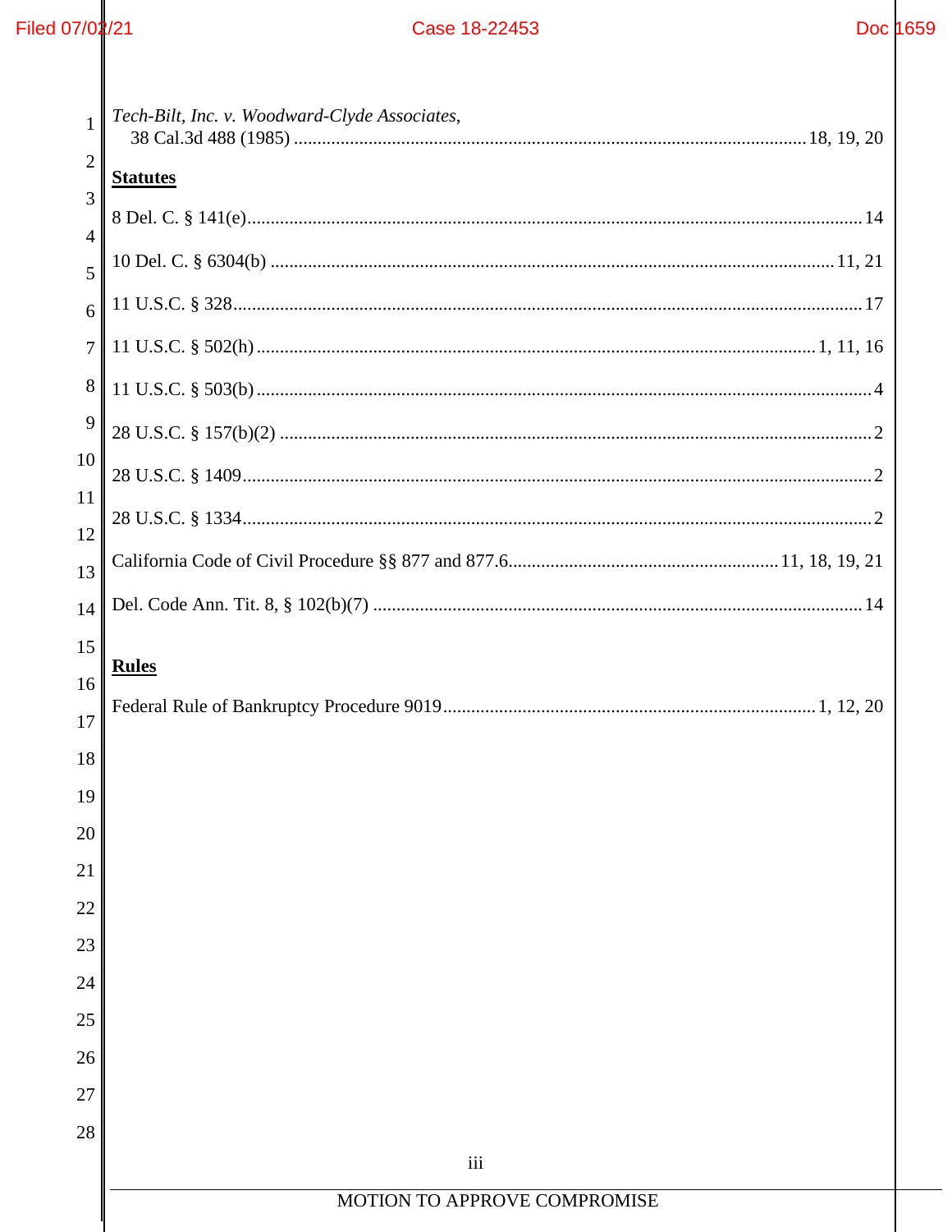*Tech-Bilt, Inc. v. Woodward-Clyde Associates*,
38 Cal.3d 488 (1985) ............................................................................................................. 18, 19, 20

**Statutes**

8 Del. C. § 141(e)..................................................................................................................... 14

10 Del. C. § 6304(b) ........................................................................................................... 11, 21

11 U.S.C. § 328......................................................................................................................... 17

11 U.S.C. § 502(h) ........................................................................................................ 1, 11, 16

11 U.S.C. § 503(b) ...................................................................................................................... 4

28 U.S.C. § 157(b)(2) ................................................................................................................. 2

28 U.S.C. § 1409......................................................................................................................... 2

28 U.S.C. § 1334......................................................................................................................... 2

California Code of Civil Procedure §§ 877 and 877.6.......................................................... 11, 18, 19, 21

Del. Code Ann. Tit. 8, § 102(b)(7) ............................................................................................ 14

**Rules**

Federal Rule of Bankruptcy Procedure 9019............................................................................... 1, 12, 20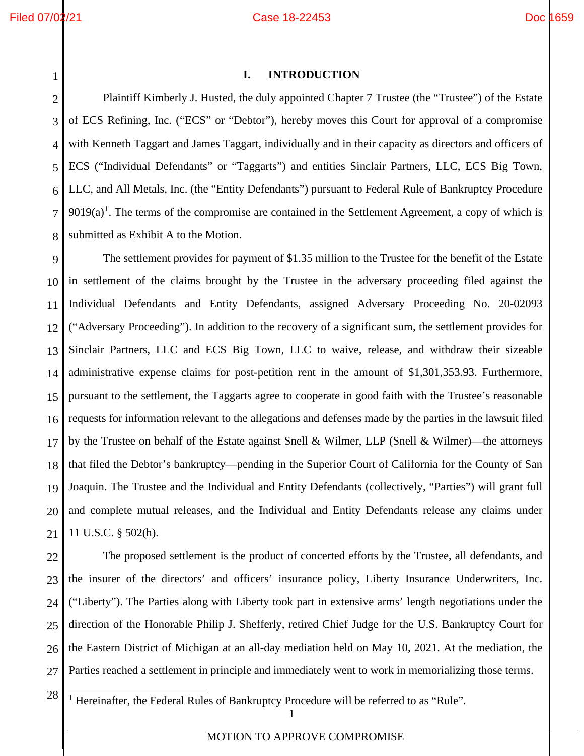## I. INTRODUCTION

Plaintiff Kimberly J. Husted, the duly appointed Chapter 7 Trustee (the "Trustee") of the Estate of ECS Refining, Inc. ("ECS" or "Debtor"), hereby moves this Court for approval of a compromise with Kenneth Taggart and James Taggart, individually and in their capacity as directors and officers of ECS ("Individual Defendants" or "Taggarts") and entities Sinclair Partners, LLC, ECS Big Town, LLC, and All Metals, Inc. (the "Entity Defendants") pursuant to Federal Rule of Bankruptcy Procedure 9019(a)[1]. The terms of the compromise are contained in the Settlement Agreement, a copy of which is submitted as Exhibit A to the Motion.

The settlement provides for payment of $1.35 million to the Trustee for the benefit of the Estate in settlement of the claims brought by the Trustee in the adversary proceeding filed against the Individual Defendants and Entity Defendants, assigned Adversary Proceeding No. 20-02093 ("Adversary Proceeding"). In addition to the recovery of a significant sum, the settlement provides for Sinclair Partners, LLC and ECS Big Town, LLC to waive, release, and withdraw their sizeable administrative expense claims for post-petition rent in the amount of $1,301,353.93. Furthermore, pursuant to the settlement, the Taggarts agree to cooperate in good faith with the Trustee's reasonable requests for information relevant to the allegations and defenses made by the parties in the lawsuit filed by the Trustee on behalf of the Estate against Snell & Wilmer, LLP (Snell & Wilmer)—the attorneys that filed the Debtor's bankruptcy—pending in the Superior Court of California for the County of San Joaquin. The Trustee and the Individual and Entity Defendants (collectively, "Parties") will grant full and complete mutual releases, and the Individual and Entity Defendants release any claims under 11 U.S.C. § 502(h).

The proposed settlement is the product of concerted efforts by the Trustee, all defendants, and the insurer of the directors' and officers' insurance policy, Liberty Insurance Underwriters, Inc. ("Liberty"). The Parties along with Liberty took part in extensive arms' length negotiations under the direction of the Honorable Philip J. Shefferly, retired Chief Judge for the U.S. Bankruptcy Court for the Eastern District of Michigan at an all-day mediation held on May 10, 2021. At the mediation, the Parties reached a settlement in principle and immediately went to work in memorializing those terms.

---

[1] Hereinafter, the Federal Rules of Bankruptcy Procedure will be referred to as "Rule".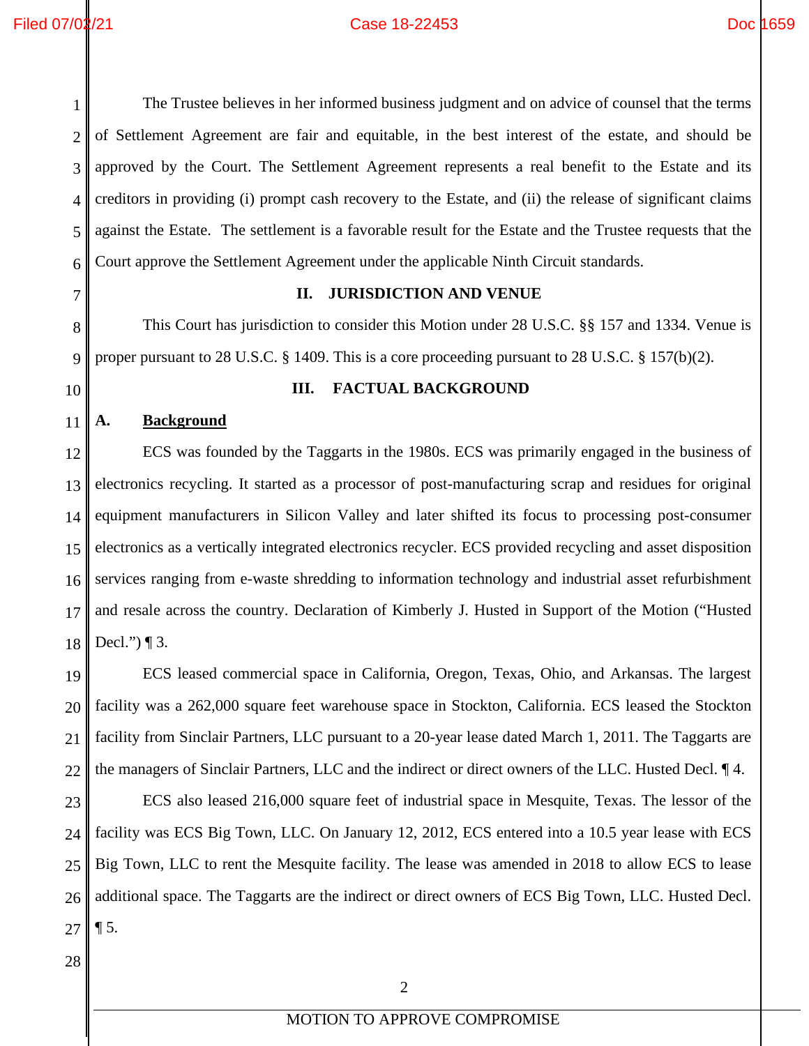The Trustee believes in her informed business judgment and on advice of counsel that the terms of Settlement Agreement are fair and equitable, in the best interest of the estate, and should be approved by the Court. The Settlement Agreement represents a real benefit to the Estate and its creditors in providing (i) prompt cash recovery to the Estate, and (ii) the release of significant claims against the Estate. The settlement is a favorable result for the Estate and the Trustee requests that the Court approve the Settlement Agreement under the applicable Ninth Circuit standards.

## II. JURISDICTION AND VENUE

This Court has jurisdiction to consider this Motion under 28 U.S.C. §§ 157 and 1334. Venue is proper pursuant to 28 U.S.C. § 1409. This is a core proceeding pursuant to 28 U.S.C. § 157(b)(2).

## III. FACTUAL BACKGROUND

### A. Background

ECS was founded by the Taggarts in the 1980s. ECS was primarily engaged in the business of electronics recycling. It started as a processor of post-manufacturing scrap and residues for original equipment manufacturers in Silicon Valley and later shifted its focus to processing post-consumer electronics as a vertically integrated electronics recycler. ECS provided recycling and asset disposition services ranging from e-waste shredding to information technology and industrial asset refurbishment and resale across the country. Declaration of Kimberly J. Husted in Support of the Motion ("Husted Decl.") ¶ 3.

ECS leased commercial space in California, Oregon, Texas, Ohio, and Arkansas. The largest facility was a 262,000 square feet warehouse space in Stockton, California. ECS leased the Stockton facility from Sinclair Partners, LLC pursuant to a 20-year lease dated March 1, 2011. The Taggarts are the managers of Sinclair Partners, LLC and the indirect or direct owners of the LLC. Husted Decl. ¶ 4.

ECS also leased 216,000 square feet of industrial space in Mesquite, Texas. The lessor of the facility was ECS Big Town, LLC. On January 12, 2012, ECS entered into a 10.5 year lease with ECS Big Town, LLC to rent the Mesquite facility. The lease was amended in 2018 to allow ECS to lease additional space. The Taggarts are the indirect or direct owners of ECS Big Town, LLC. Husted Decl. ¶ 5.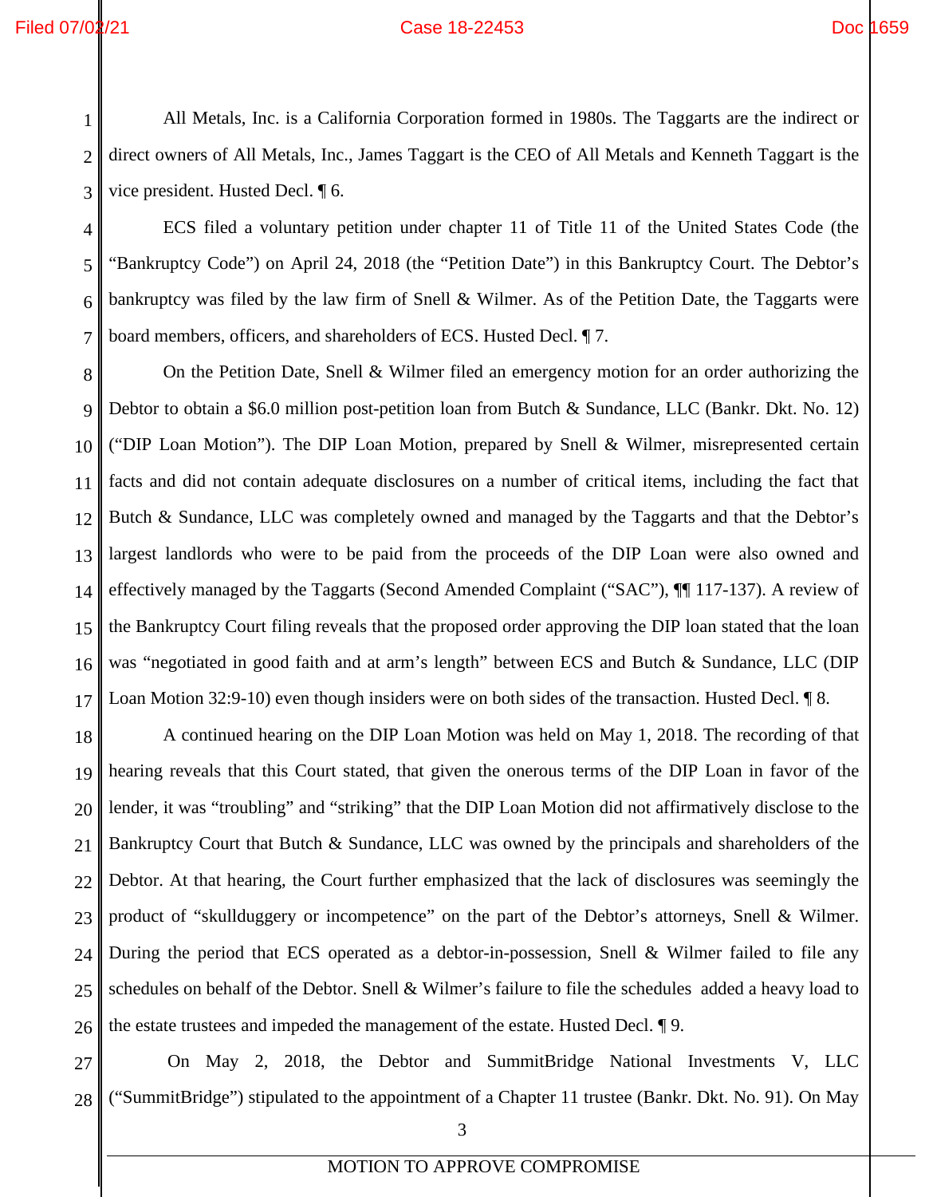All Metals, Inc. is a California Corporation formed in 1980s. The Taggarts are the indirect or direct owners of All Metals, Inc., James Taggart is the CEO of All Metals and Kenneth Taggart is the vice president. Husted Decl. ¶ 6.

ECS filed a voluntary petition under chapter 11 of Title 11 of the United States Code (the "Bankruptcy Code") on April 24, 2018 (the "Petition Date") in this Bankruptcy Court. The Debtor's bankruptcy was filed by the law firm of Snell & Wilmer. As of the Petition Date, the Taggarts were board members, officers, and shareholders of ECS. Husted Decl. ¶ 7.

On the Petition Date, Snell & Wilmer filed an emergency motion for an order authorizing the Debtor to obtain a $6.0 million post-petition loan from Butch & Sundance, LLC (Bankr. Dkt. No. 12) ("DIP Loan Motion"). The DIP Loan Motion, prepared by Snell & Wilmer, misrepresented certain facts and did not contain adequate disclosures on a number of critical items, including the fact that Butch & Sundance, LLC was completely owned and managed by the Taggarts and that the Debtor's largest landlords who were to be paid from the proceeds of the DIP Loan were also owned and effectively managed by the Taggarts (Second Amended Complaint ("SAC"), ¶¶ 117-137). A review of the Bankruptcy Court filing reveals that the proposed order approving the DIP loan stated that the loan was "negotiated in good faith and at arm's length" between ECS and Butch & Sundance, LLC (DIP Loan Motion 32:9-10) even though insiders were on both sides of the transaction. Husted Decl. ¶ 8.

A continued hearing on the DIP Loan Motion was held on May 1, 2018. The recording of that hearing reveals that this Court stated, that given the onerous terms of the DIP Loan in favor of the lender, it was "troubling" and "striking" that the DIP Loan Motion did not affirmatively disclose to the Bankruptcy Court that Butch & Sundance, LLC was owned by the principals and shareholders of the Debtor. At that hearing, the Court further emphasized that the lack of disclosures was seemingly the product of "skullduggery or incompetence" on the part of the Debtor's attorneys, Snell & Wilmer. During the period that ECS operated as a debtor-in-possession, Snell & Wilmer failed to file any schedules on behalf of the Debtor. Snell & Wilmer's failure to file the schedules added a heavy load to the estate trustees and impeded the management of the estate. Husted Decl. ¶ 9.

On May 2, 2018, the Debtor and SummitBridge National Investments V, LLC ("SummitBridge") stipulated to the appointment of a Chapter 11 trustee (Bankr. Dkt. No. 91). On May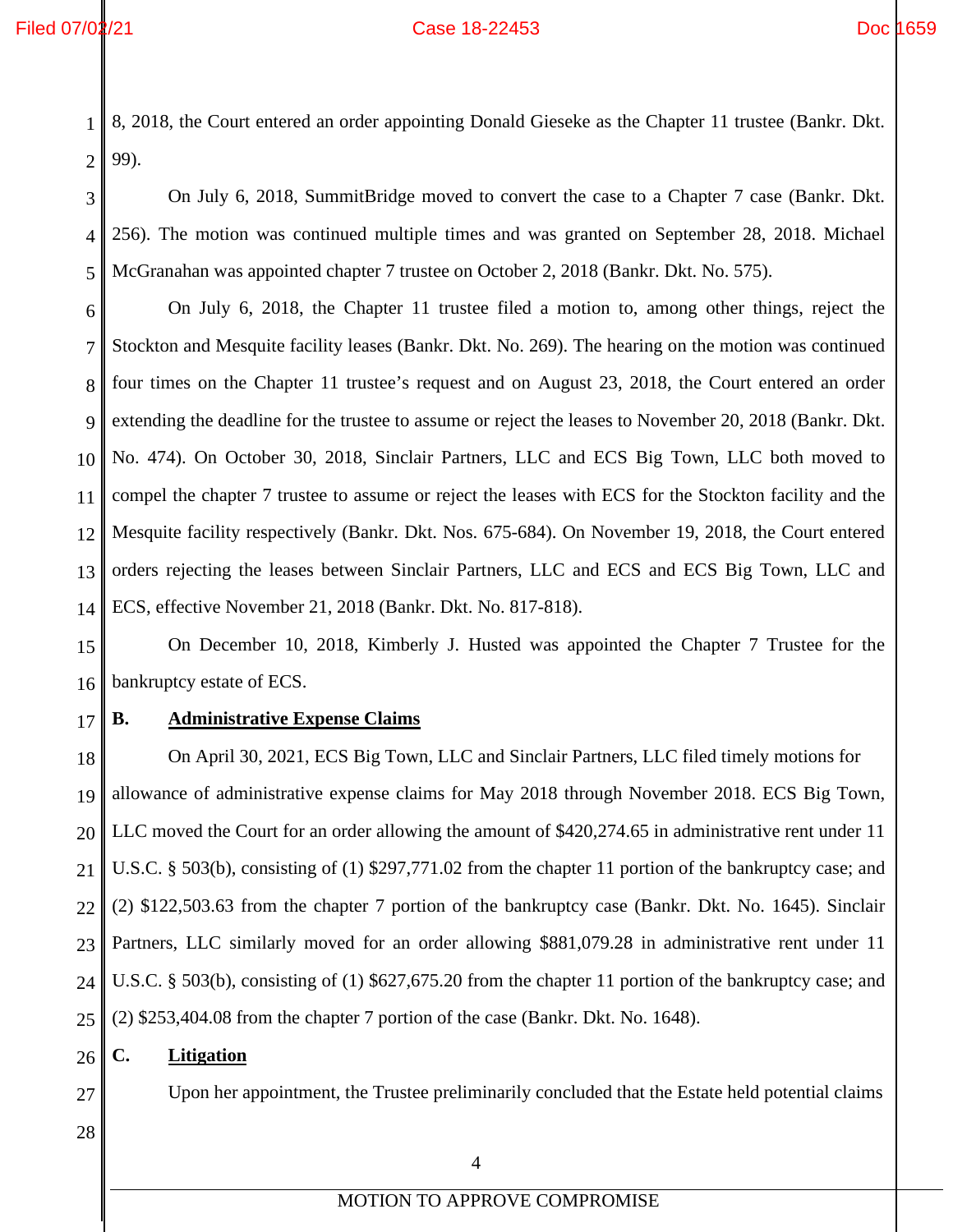8, 2018, the Court entered an order appointing Donald Gieseke as the Chapter 11 trustee (Bankr. Dkt. 99).

On July 6, 2018, SummitBridge moved to convert the case to a Chapter 7 case (Bankr. Dkt. 256). The motion was continued multiple times and was granted on September 28, 2018. Michael McGranahan was appointed chapter 7 trustee on October 2, 2018 (Bankr. Dkt. No. 575).

On July 6, 2018, the Chapter 11 trustee filed a motion to, among other things, reject the Stockton and Mesquite facility leases (Bankr. Dkt. No. 269). The hearing on the motion was continued four times on the Chapter 11 trustee's request and on August 23, 2018, the Court entered an order extending the deadline for the trustee to assume or reject the leases to November 20, 2018 (Bankr. Dkt. No. 474). On October 30, 2018, Sinclair Partners, LLC and ECS Big Town, LLC both moved to compel the chapter 7 trustee to assume or reject the leases with ECS for the Stockton facility and the Mesquite facility respectively (Bankr. Dkt. Nos. 675-684). On November 19, 2018, the Court entered orders rejecting the leases between Sinclair Partners, LLC and ECS and ECS Big Town, LLC and ECS, effective November 21, 2018 (Bankr. Dkt. No. 817-818).

On December 10, 2018, Kimberly J. Husted was appointed the Chapter 7 Trustee for the bankruptcy estate of ECS.

**B. <u>Administrative Expense Claims</u>**

On April 30, 2021, ECS Big Town, LLC and Sinclair Partners, LLC filed timely motions for allowance of administrative expense claims for May 2018 through November 2018. ECS Big Town, LLC moved the Court for an order allowing the amount of $420,274.65 in administrative rent under 11 U.S.C. § 503(b), consisting of (1) $297,771.02 from the chapter 11 portion of the bankruptcy case; and (2) $122,503.63 from the chapter 7 portion of the bankruptcy case (Bankr. Dkt. No. 1645). Sinclair Partners, LLC similarly moved for an order allowing $881,079.28 in administrative rent under 11 U.S.C. § 503(b), consisting of (1) $627,675.20 from the chapter 11 portion of the bankruptcy case; and (2) $253,404.08 from the chapter 7 portion of the case (Bankr. Dkt. No. 1648).

**C. <u>Litigation</u>**

Upon her appointment, the Trustee preliminarily concluded that the Estate held potential claims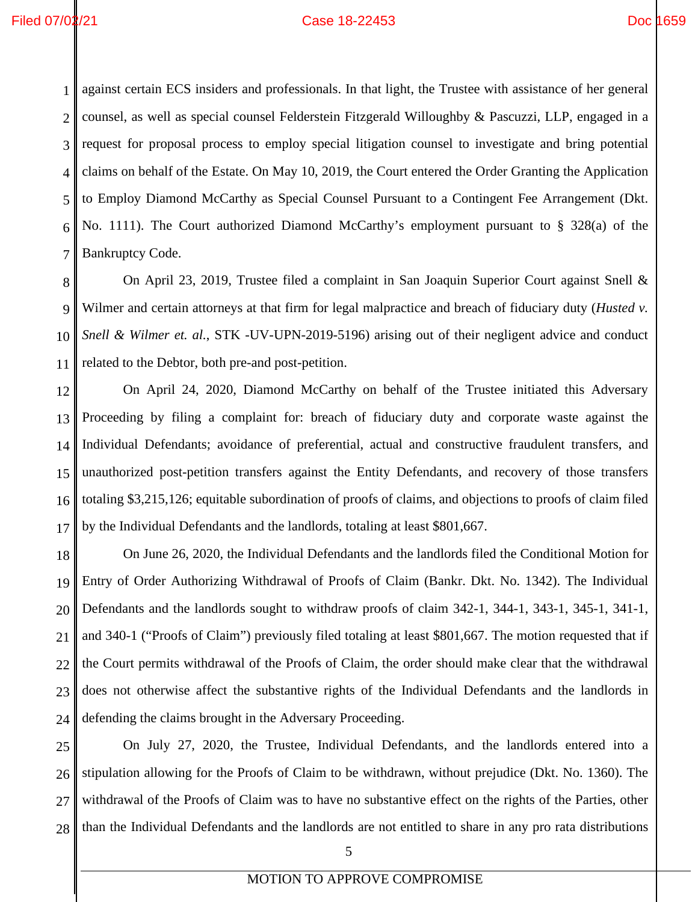against certain ECS insiders and professionals. In that light, the Trustee with assistance of her general counsel, as well as special counsel Felderstein Fitzgerald Willoughby & Pascuzzi, LLP, engaged in a request for proposal process to employ special litigation counsel to investigate and bring potential claims on behalf of the Estate. On May 10, 2019, the Court entered the Order Granting the Application to Employ Diamond McCarthy as Special Counsel Pursuant to a Contingent Fee Arrangement (Dkt. No. 1111). The Court authorized Diamond McCarthy's employment pursuant to § 328(a) of the Bankruptcy Code.

On April 23, 2019, Trustee filed a complaint in San Joaquin Superior Court against Snell & Wilmer and certain attorneys at that firm for legal malpractice and breach of fiduciary duty (*Husted v. Snell & Wilmer et. al.*, STK -UV-UPN-2019-5196) arising out of their negligent advice and conduct related to the Debtor, both pre-and post-petition.

On April 24, 2020, Diamond McCarthy on behalf of the Trustee initiated this Adversary Proceeding by filing a complaint for: breach of fiduciary duty and corporate waste against the Individual Defendants; avoidance of preferential, actual and constructive fraudulent transfers, and unauthorized post-petition transfers against the Entity Defendants, and recovery of those transfers totaling $3,215,126; equitable subordination of proofs of claims, and objections to proofs of claim filed by the Individual Defendants and the landlords, totaling at least $801,667.

On June 26, 2020, the Individual Defendants and the landlords filed the Conditional Motion for Entry of Order Authorizing Withdrawal of Proofs of Claim (Bankr. Dkt. No. 1342). The Individual Defendants and the landlords sought to withdraw proofs of claim 342-1, 344-1, 343-1, 345-1, 341-1, and 340-1 ("Proofs of Claim") previously filed totaling at least $801,667. The motion requested that if the Court permits withdrawal of the Proofs of Claim, the order should make clear that the withdrawal does not otherwise affect the substantive rights of the Individual Defendants and the landlords in defending the claims brought in the Adversary Proceeding.

On July 27, 2020, the Trustee, Individual Defendants, and the landlords entered into a stipulation allowing for the Proofs of Claim to be withdrawn, without prejudice (Dkt. No. 1360). The withdrawal of the Proofs of Claim was to have no substantive effect on the rights of the Parties, other than the Individual Defendants and the landlords are not entitled to share in any pro rata distributions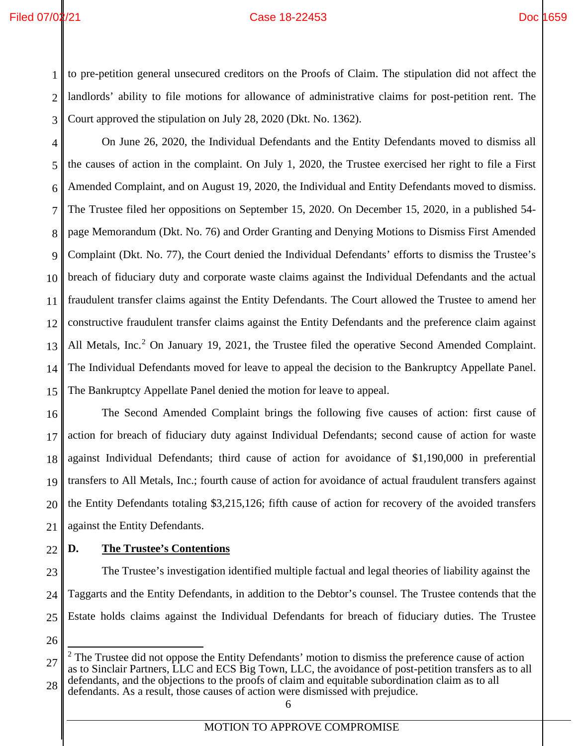to pre-petition general unsecured creditors on the Proofs of Claim. The stipulation did not affect the landlords' ability to file motions for allowance of administrative claims for post-petition rent. The Court approved the stipulation on July 28, 2020 (Dkt. No. 1362).

On June 26, 2020, the Individual Defendants and the Entity Defendants moved to dismiss all the causes of action in the complaint. On July 1, 2020, the Trustee exercised her right to file a First Amended Complaint, and on August 19, 2020, the Individual and Entity Defendants moved to dismiss. The Trustee filed her oppositions on September 15, 2020. On December 15, 2020, in a published 54-page Memorandum (Dkt. No. 76) and Order Granting and Denying Motions to Dismiss First Amended Complaint (Dkt. No. 77), the Court denied the Individual Defendants' efforts to dismiss the Trustee's breach of fiduciary duty and corporate waste claims against the Individual Defendants and the actual fraudulent transfer claims against the Entity Defendants. The Court allowed the Trustee to amend her constructive fraudulent transfer claims against the Entity Defendants and the preference claim against All Metals, Inc.[2] On January 19, 2021, the Trustee filed the operative Second Amended Complaint. The Individual Defendants moved for leave to appeal the decision to the Bankruptcy Appellate Panel. The Bankruptcy Appellate Panel denied the motion for leave to appeal.

The Second Amended Complaint brings the following five causes of action: first cause of action for breach of fiduciary duty against Individual Defendants; second cause of action for waste against Individual Defendants; third cause of action for avoidance of $1,190,000 in preferential transfers to All Metals, Inc.; fourth cause of action for avoidance of actual fraudulent transfers against the Entity Defendants totaling $3,215,126; fifth cause of action for recovery of the avoided transfers against the Entity Defendants.

**D. <u>The Trustee's Contentions</u>**

The Trustee's investigation identified multiple factual and legal theories of liability against the Taggarts and the Entity Defendants, in addition to the Debtor's counsel. The Trustee contends that the Estate holds claims against the Individual Defendants for breach of fiduciary duties. The Trustee

---

[2] The Trustee did not oppose the Entity Defendants' motion to dismiss the preference cause of action as to Sinclair Partners, LLC and ECS Big Town, LLC, the avoidance of post-petition transfers as to all defendants, and the objections to the proofs of claim and equitable subordination claim as to all defendants. As a result, those causes of action were dismissed with prejudice.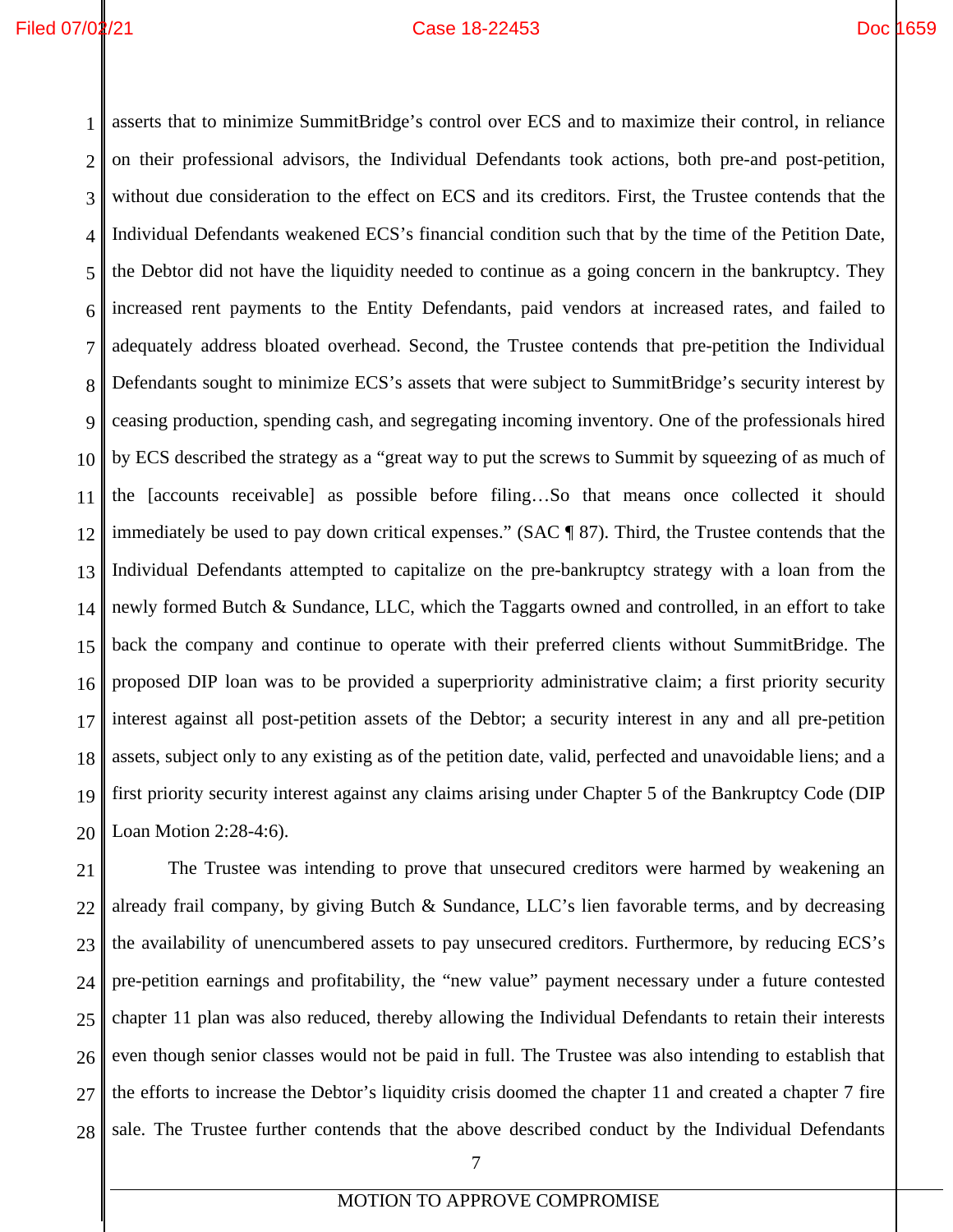asserts that to minimize SummitBridge's control over ECS and to maximize their control, in reliance on their professional advisors, the Individual Defendants took actions, both pre-and post-petition, without due consideration to the effect on ECS and its creditors. First, the Trustee contends that the Individual Defendants weakened ECS's financial condition such that by the time of the Petition Date, the Debtor did not have the liquidity needed to continue as a going concern in the bankruptcy. They increased rent payments to the Entity Defendants, paid vendors at increased rates, and failed to adequately address bloated overhead. Second, the Trustee contends that pre-petition the Individual Defendants sought to minimize ECS's assets that were subject to SummitBridge's security interest by ceasing production, spending cash, and segregating incoming inventory. One of the professionals hired by ECS described the strategy as a "great way to put the screws to Summit by squeezing of as much of the [accounts receivable] as possible before filing…So that means once collected it should immediately be used to pay down critical expenses." (SAC ¶ 87). Third, the Trustee contends that the Individual Defendants attempted to capitalize on the pre-bankruptcy strategy with a loan from the newly formed Butch & Sundance, LLC, which the Taggarts owned and controlled, in an effort to take back the company and continue to operate with their preferred clients without SummitBridge. The proposed DIP loan was to be provided a superpriority administrative claim; a first priority security interest against all post-petition assets of the Debtor; a security interest in any and all pre-petition assets, subject only to any existing as of the petition date, valid, perfected and unavoidable liens; and a first priority security interest against any claims arising under Chapter 5 of the Bankruptcy Code (DIP Loan Motion 2:28-4:6).

The Trustee was intending to prove that unsecured creditors were harmed by weakening an already frail company, by giving Butch & Sundance, LLC's lien favorable terms, and by decreasing the availability of unencumbered assets to pay unsecured creditors. Furthermore, by reducing ECS's pre-petition earnings and profitability, the "new value" payment necessary under a future contested chapter 11 plan was also reduced, thereby allowing the Individual Defendants to retain their interests even though senior classes would not be paid in full. The Trustee was also intending to establish that the efforts to increase the Debtor's liquidity crisis doomed the chapter 11 and created a chapter 7 fire sale. The Trustee further contends that the above described conduct by the Individual Defendants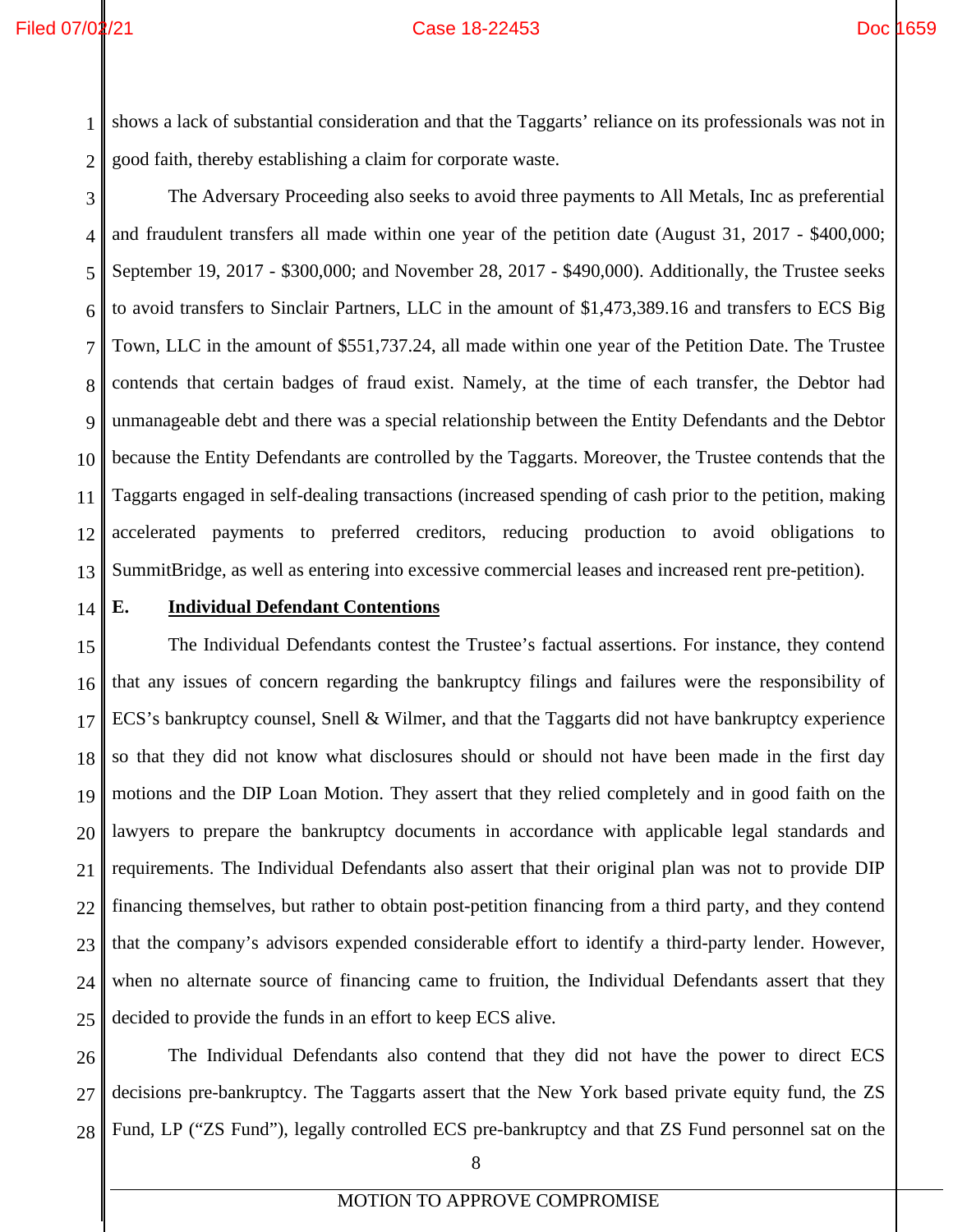shows a lack of substantial consideration and that the Taggarts' reliance on its professionals was not in good faith, thereby establishing a claim for corporate waste.

The Adversary Proceeding also seeks to avoid three payments to All Metals, Inc as preferential and fraudulent transfers all made within one year of the petition date (August 31, 2017 - $400,000; September 19, 2017 - $300,000; and November 28, 2017 - $490,000). Additionally, the Trustee seeks to avoid transfers to Sinclair Partners, LLC in the amount of $1,473,389.16 and transfers to ECS Big Town, LLC in the amount of $551,737.24, all made within one year of the Petition Date. The Trustee contends that certain badges of fraud exist. Namely, at the time of each transfer, the Debtor had unmanageable debt and there was a special relationship between the Entity Defendants and the Debtor because the Entity Defendants are controlled by the Taggarts. Moreover, the Trustee contends that the Taggarts engaged in self-dealing transactions (increased spending of cash prior to the petition, making accelerated payments to preferred creditors, reducing production to avoid obligations to SummitBridge, as well as entering into excessive commercial leases and increased rent pre-petition).

**E. Individual Defendant Contentions**

The Individual Defendants contest the Trustee's factual assertions. For instance, they contend that any issues of concern regarding the bankruptcy filings and failures were the responsibility of ECS's bankruptcy counsel, Snell & Wilmer, and that the Taggarts did not have bankruptcy experience so that they did not know what disclosures should or should not have been made in the first day motions and the DIP Loan Motion. They assert that they relied completely and in good faith on the lawyers to prepare the bankruptcy documents in accordance with applicable legal standards and requirements. The Individual Defendants also assert that their original plan was not to provide DIP financing themselves, but rather to obtain post-petition financing from a third party, and they contend that the company's advisors expended considerable effort to identify a third-party lender. However, when no alternate source of financing came to fruition, the Individual Defendants assert that they decided to provide the funds in an effort to keep ECS alive.

The Individual Defendants also contend that they did not have the power to direct ECS decisions pre-bankruptcy. The Taggarts assert that the New York based private equity fund, the ZS Fund, LP ("ZS Fund"), legally controlled ECS pre-bankruptcy and that ZS Fund personnel sat on the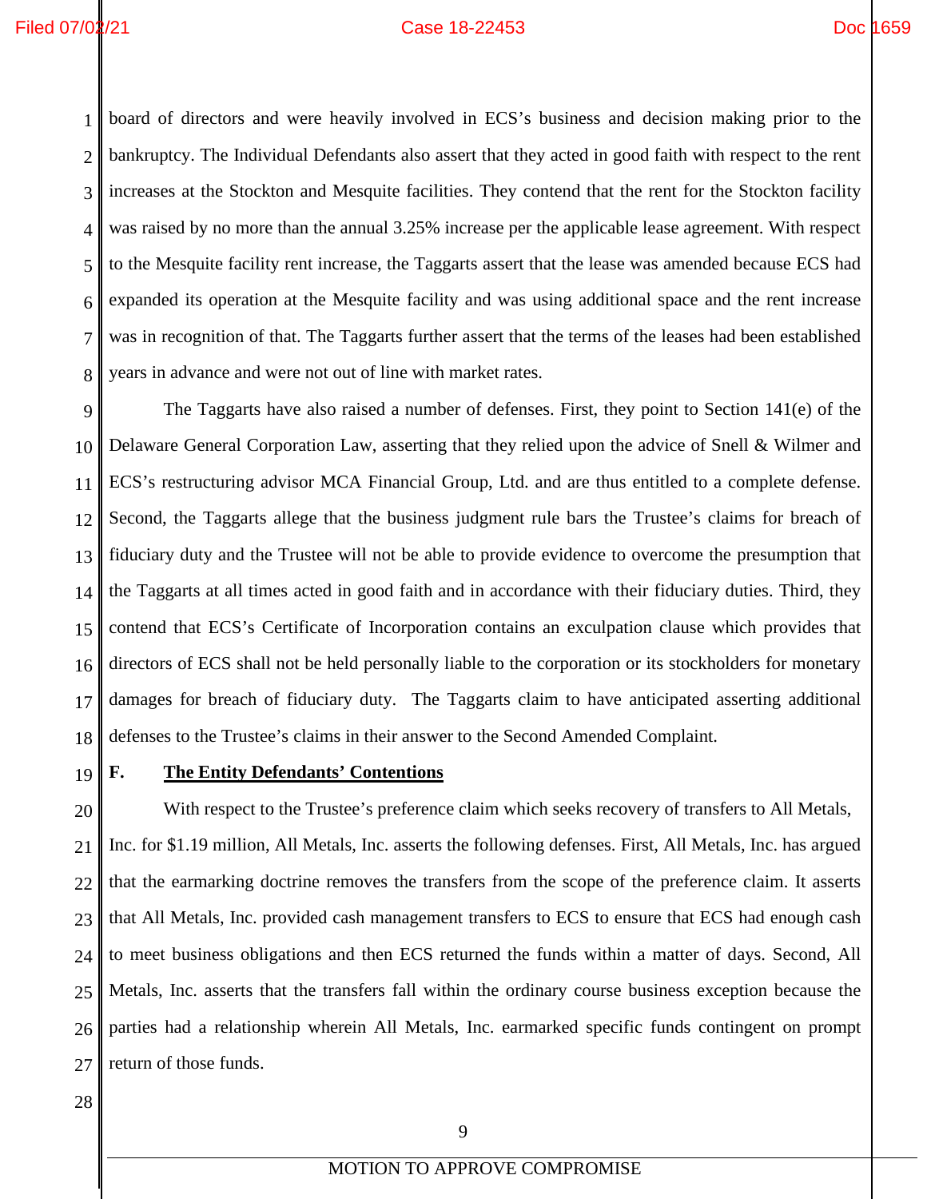board of directors and were heavily involved in ECS's business and decision making prior to the bankruptcy. The Individual Defendants also assert that they acted in good faith with respect to the rent increases at the Stockton and Mesquite facilities. They contend that the rent for the Stockton facility was raised by no more than the annual 3.25% increase per the applicable lease agreement. With respect to the Mesquite facility rent increase, the Taggarts assert that the lease was amended because ECS had expanded its operation at the Mesquite facility and was using additional space and the rent increase was in recognition of that. The Taggarts further assert that the terms of the leases had been established years in advance and were not out of line with market rates.

The Taggarts have also raised a number of defenses. First, they point to Section 141(e) of the Delaware General Corporation Law, asserting that they relied upon the advice of Snell & Wilmer and ECS's restructuring advisor MCA Financial Group, Ltd. and are thus entitled to a complete defense. Second, the Taggarts allege that the business judgment rule bars the Trustee's claims for breach of fiduciary duty and the Trustee will not be able to provide evidence to overcome the presumption that the Taggarts at all times acted in good faith and in accordance with their fiduciary duties. Third, they contend that ECS's Certificate of Incorporation contains an exculpation clause which provides that directors of ECS shall not be held personally liable to the corporation or its stockholders for monetary damages for breach of fiduciary duty. The Taggarts claim to have anticipated asserting additional defenses to the Trustee's claims in their answer to the Second Amended Complaint.

**F. The Entity Defendants' Contentions**

With respect to the Trustee's preference claim which seeks recovery of transfers to All Metals, Inc. for $1.19 million, All Metals, Inc. asserts the following defenses. First, All Metals, Inc. has argued that the earmarking doctrine removes the transfers from the scope of the preference claim. It asserts that All Metals, Inc. provided cash management transfers to ECS to ensure that ECS had enough cash to meet business obligations and then ECS returned the funds within a matter of days. Second, All Metals, Inc. asserts that the transfers fall within the ordinary course business exception because the parties had a relationship wherein All Metals, Inc. earmarked specific funds contingent on prompt return of those funds.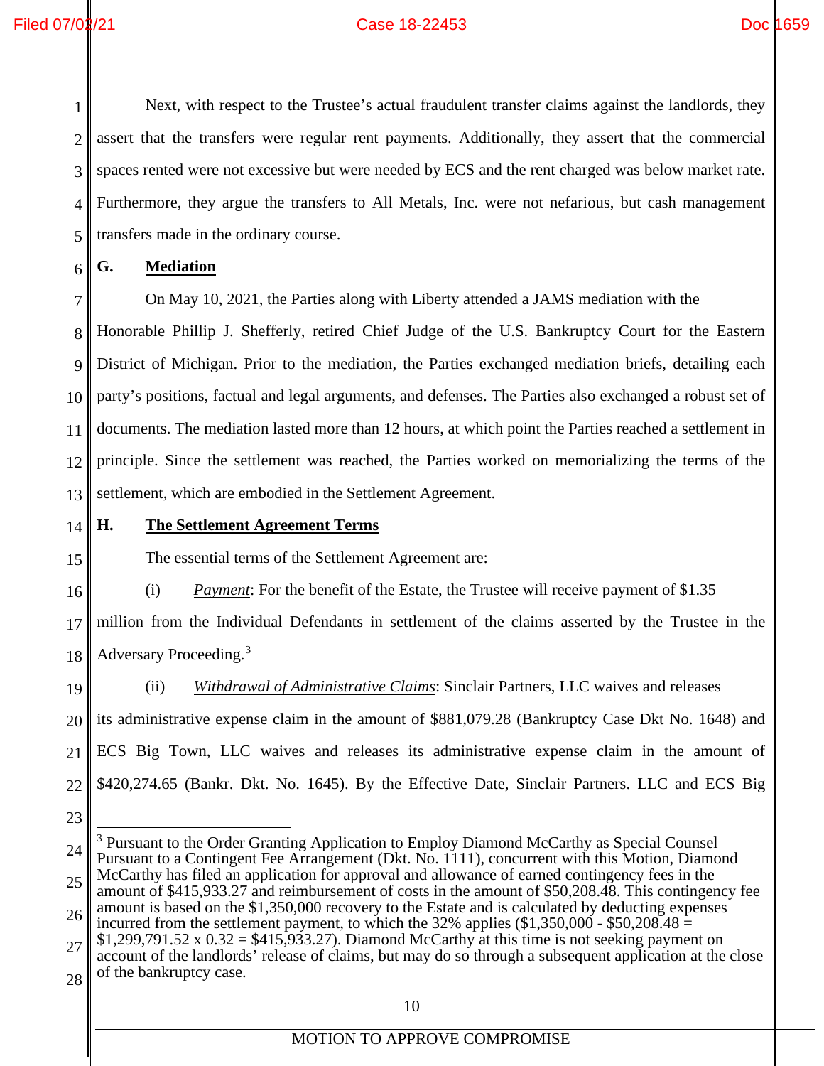Next, with respect to the Trustee's actual fraudulent transfer claims against the landlords, they assert that the transfers were regular rent payments. Additionally, they assert that the commercial spaces rented were not excessive but were needed by ECS and the rent charged was below market rate. Furthermore, they argue the transfers to All Metals, Inc. were not nefarious, but cash management transfers made in the ordinary course.

### G. Mediation

On May 10, 2021, the Parties along with Liberty attended a JAMS mediation with the Honorable Phillip J. Shefferly, retired Chief Judge of the U.S. Bankruptcy Court for the Eastern District of Michigan. Prior to the mediation, the Parties exchanged mediation briefs, detailing each party's positions, factual and legal arguments, and defenses. The Parties also exchanged a robust set of documents. The mediation lasted more than 12 hours, at which point the Parties reached a settlement in principle. Since the settlement was reached, the Parties worked on memorializing the terms of the settlement, which are embodied in the Settlement Agreement.

### H. The Settlement Agreement Terms

The essential terms of the Settlement Agreement are:

(i) *Payment*: For the benefit of the Estate, the Trustee will receive payment of $1.35 million from the Individual Defendants in settlement of the claims asserted by the Trustee in the Adversary Proceeding.[3]

(ii) *Withdrawal of Administrative Claims*: Sinclair Partners, LLC waives and releases its administrative expense claim in the amount of $881,079.28 (Bankruptcy Case Dkt No. 1648) and ECS Big Town, LLC waives and releases its administrative expense claim in the amount of $420,274.65 (Bankr. Dkt. No. 1645). By the Effective Date, Sinclair Partners. LLC and ECS Big

---

[3] Pursuant to the Order Granting Application to Employ Diamond McCarthy as Special Counsel Pursuant to a Contingent Fee Arrangement (Dkt. No. 1111), concurrent with this Motion, Diamond McCarthy has filed an application for approval and allowance of earned contingency fees in the amount of $415,933.27 and reimbursement of costs in the amount of $50,208.48. This contingency fee amount is based on the $1,350,000 recovery to the Estate and is calculated by deducting expenses incurred from the settlement payment, to which the 32% applies ($1,350,000 - $50,208.48 = $1,299,791.52 x 0.32 = $415,933.27). Diamond McCarthy at this time is not seeking payment on account of the landlords' release of claims, but may do so through a subsequent application at the close of the bankruptcy case.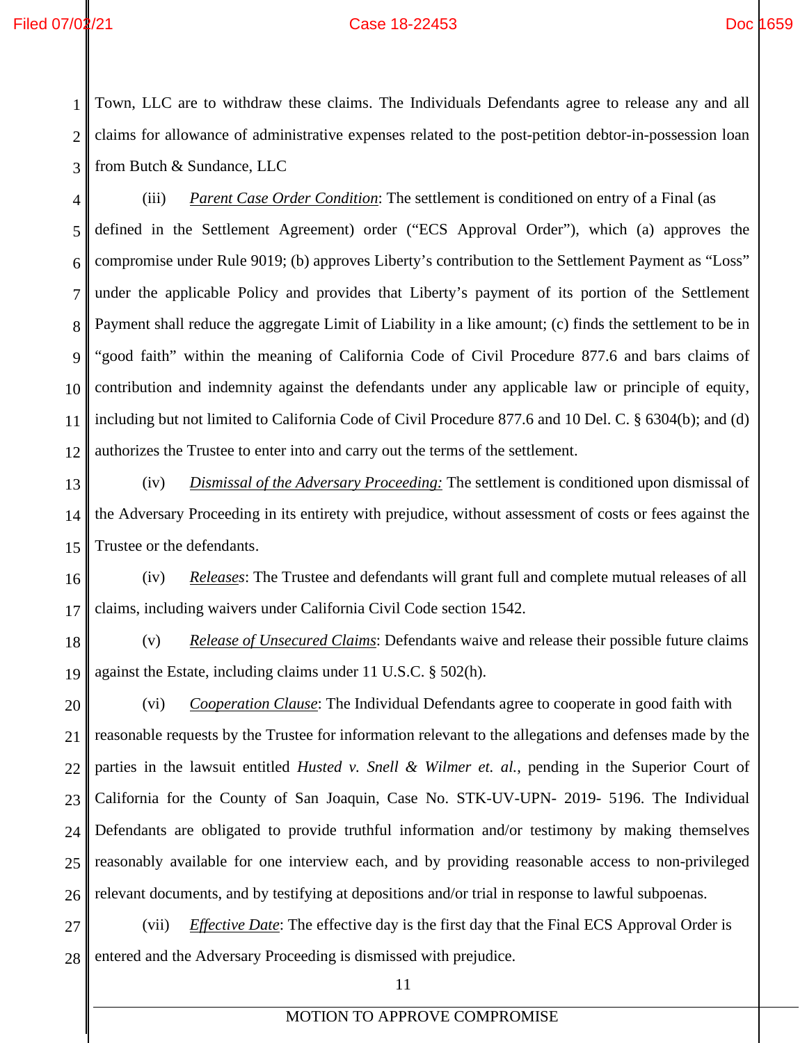Town, LLC are to withdraw these claims. The Individuals Defendants agree to release any and all claims for allowance of administrative expenses related to the post-petition debtor-in-possession loan from Butch & Sundance, LLC

(iii) *Parent Case Order Condition*: The settlement is conditioned on entry of a Final (as defined in the Settlement Agreement) order ("ECS Approval Order"), which (a) approves the compromise under Rule 9019; (b) approves Liberty's contribution to the Settlement Payment as "Loss" under the applicable Policy and provides that Liberty's payment of its portion of the Settlement Payment shall reduce the aggregate Limit of Liability in a like amount; (c) finds the settlement to be in "good faith" within the meaning of California Code of Civil Procedure 877.6 and bars claims of contribution and indemnity against the defendants under any applicable law or principle of equity, including but not limited to California Code of Civil Procedure 877.6 and 10 Del. C. § 6304(b); and (d) authorizes the Trustee to enter into and carry out the terms of the settlement.

(iv) *Dismissal of the Adversary Proceeding:* The settlement is conditioned upon dismissal of the Adversary Proceeding in its entirety with prejudice, without assessment of costs or fees against the Trustee or the defendants.

(iv) *Releases*: The Trustee and defendants will grant full and complete mutual releases of all claims, including waivers under California Civil Code section 1542.

(v) *Release of Unsecured Claims*: Defendants waive and release their possible future claims against the Estate, including claims under 11 U.S.C. § 502(h).

(vi) *Cooperation Clause*: The Individual Defendants agree to cooperate in good faith with reasonable requests by the Trustee for information relevant to the allegations and defenses made by the parties in the lawsuit entitled *Husted v. Snell & Wilmer et. al.*, pending in the Superior Court of California for the County of San Joaquin, Case No. STK-UV-UPN- 2019- 5196. The Individual Defendants are obligated to provide truthful information and/or testimony by making themselves reasonably available for one interview each, and by providing reasonable access to non-privileged relevant documents, and by testifying at depositions and/or trial in response to lawful subpoenas.

(vii) *Effective Date*: The effective day is the first day that the Final ECS Approval Order is entered and the Adversary Proceeding is dismissed with prejudice.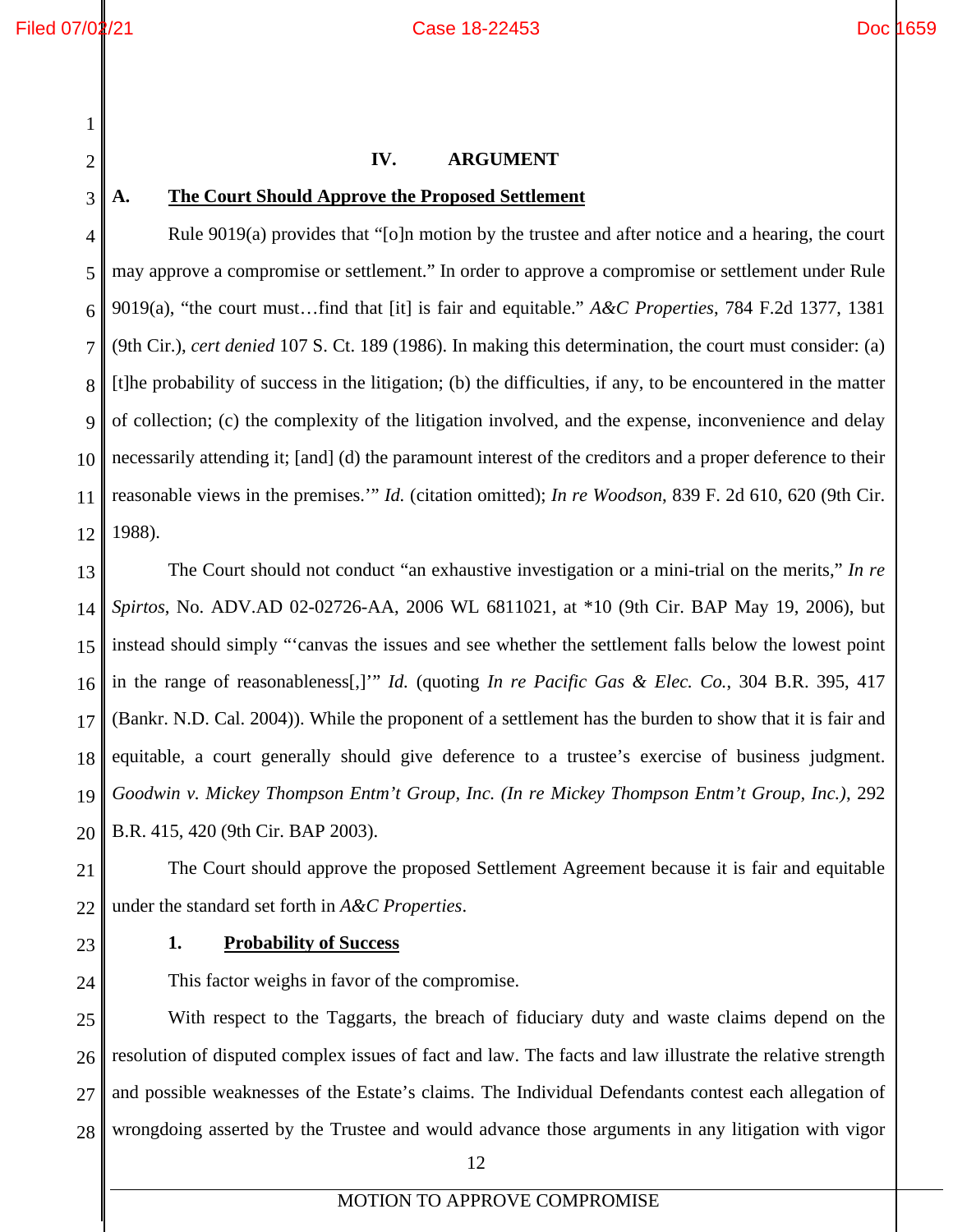## IV. ARGUMENT

### A. The Court Should Approve the Proposed Settlement

Rule 9019(a) provides that "[o]n motion by the trustee and after notice and a hearing, the court may approve a compromise or settlement." In order to approve a compromise or settlement under Rule 9019(a), "the court must…find that [it] is fair and equitable." *A&C Properties*, 784 F.2d 1377, 1381 (9th Cir.), *cert denied* 107 S. Ct. 189 (1986). In making this determination, the court must consider: (a) [t]he probability of success in the litigation; (b) the difficulties, if any, to be encountered in the matter of collection; (c) the complexity of the litigation involved, and the expense, inconvenience and delay necessarily attending it; [and] (d) the paramount interest of the creditors and a proper deference to their reasonable views in the premises.'" *Id.* (citation omitted); *In re Woodson*, 839 F. 2d 610, 620 (9th Cir. 1988).

The Court should not conduct "an exhaustive investigation or a mini-trial on the merits," *In re Spirtos*, No. ADV.AD 02-02726-AA, 2006 WL 6811021, at *10 (9th Cir. BAP May 19, 2006), but instead should simply "'canvas the issues and see whether the settlement falls below the lowest point in the range of reasonableness[,]'" *Id.* (quoting *In re Pacific Gas & Elec. Co.*, 304 B.R. 395, 417 (Bankr. N.D. Cal. 2004)). While the proponent of a settlement has the burden to show that it is fair and equitable, a court generally should give deference to a trustee's exercise of business judgment. *Goodwin v. Mickey Thompson Entm't Group, Inc. (In re Mickey Thompson Entm't Group, Inc.)*, 292 B.R. 415, 420 (9th Cir. BAP 2003).

The Court should approve the proposed Settlement Agreement because it is fair and equitable under the standard set forth in *A&C Properties*.

#### 1. Probability of Success

This factor weighs in favor of the compromise.

With respect to the Taggarts, the breach of fiduciary duty and waste claims depend on the resolution of disputed complex issues of fact and law. The facts and law illustrate the relative strength and possible weaknesses of the Estate's claims. The Individual Defendants contest each allegation of wrongdoing asserted by the Trustee and would advance those arguments in any litigation with vigor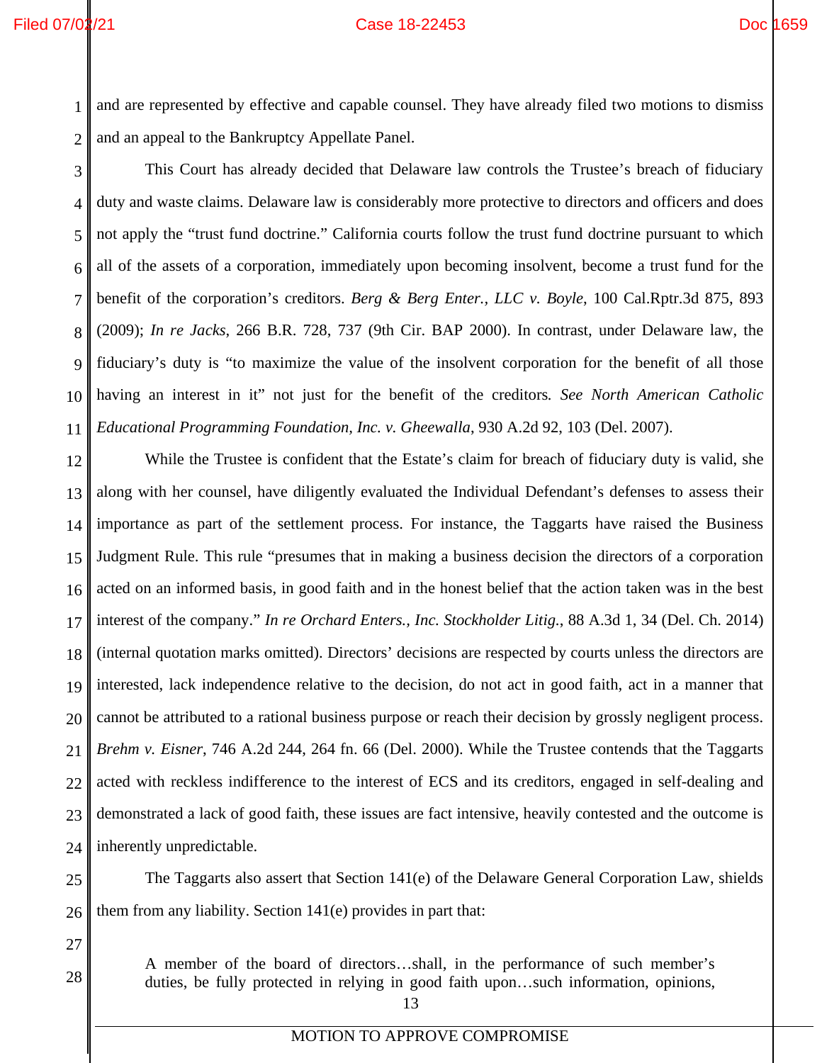and are represented by effective and capable counsel. They have already filed two motions to dismiss and an appeal to the Bankruptcy Appellate Panel.

This Court has already decided that Delaware law controls the Trustee's breach of fiduciary duty and waste claims. Delaware law is considerably more protective to directors and officers and does not apply the "trust fund doctrine." California courts follow the trust fund doctrine pursuant to which all of the assets of a corporation, immediately upon becoming insolvent, become a trust fund for the benefit of the corporation's creditors. *Berg & Berg Enter., LLC v. Boyle*, 100 Cal.Rptr.3d 875, 893 (2009); *In re Jacks*, 266 B.R. 728, 737 (9th Cir. BAP 2000). In contrast, under Delaware law, the fiduciary's duty is "to maximize the value of the insolvent corporation for the benefit of all those having an interest in it" not just for the benefit of the creditors*. See North American Catholic Educational Programming Foundation, Inc. v. Gheewalla*, 930 A.2d 92, 103 (Del. 2007).

While the Trustee is confident that the Estate's claim for breach of fiduciary duty is valid, she along with her counsel, have diligently evaluated the Individual Defendant's defenses to assess their importance as part of the settlement process. For instance, the Taggarts have raised the Business Judgment Rule. This rule "presumes that in making a business decision the directors of a corporation acted on an informed basis, in good faith and in the honest belief that the action taken was in the best interest of the company." *In re Orchard Enters., Inc. Stockholder Litig.*, 88 A.3d 1, 34 (Del. Ch. 2014) (internal quotation marks omitted). Directors' decisions are respected by courts unless the directors are interested, lack independence relative to the decision, do not act in good faith, act in a manner that cannot be attributed to a rational business purpose or reach their decision by grossly negligent process. *Brehm v. Eisner*, 746 A.2d 244, 264 fn. 66 (Del. 2000). While the Trustee contends that the Taggarts acted with reckless indifference to the interest of ECS and its creditors, engaged in self-dealing and demonstrated a lack of good faith, these issues are fact intensive, heavily contested and the outcome is inherently unpredictable.

The Taggarts also assert that Section 141(e) of the Delaware General Corporation Law, shields them from any liability. Section 141(e) provides in part that:

> A member of the board of directors…shall, in the performance of such member's duties, be fully protected in relying in good faith upon…such information, opinions,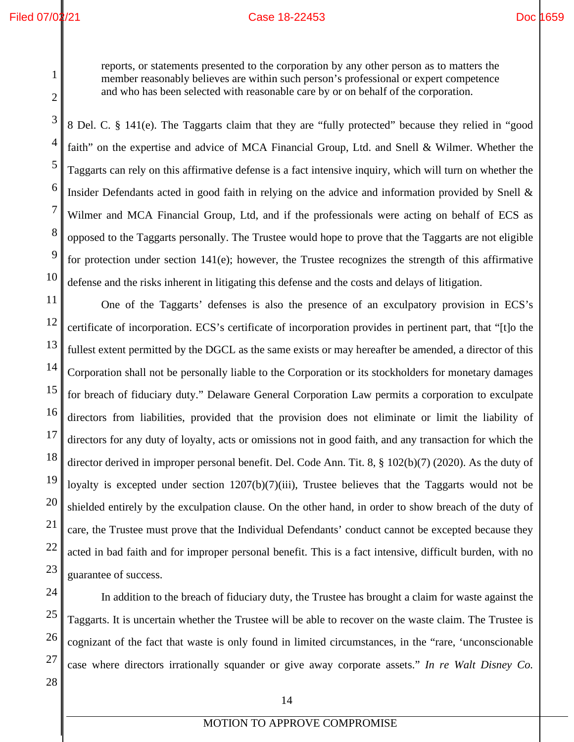> reports, or statements presented to the corporation by any other person as to matters the member reasonably believes are within such person's professional or expert competence and who has been selected with reasonable care by or on behalf of the corporation.

8 Del. C. § 141(e). The Taggarts claim that they are "fully protected" because they relied in "good faith" on the expertise and advice of MCA Financial Group, Ltd. and Snell & Wilmer. Whether the Taggarts can rely on this affirmative defense is a fact intensive inquiry, which will turn on whether the Insider Defendants acted in good faith in relying on the advice and information provided by Snell & Wilmer and MCA Financial Group, Ltd, and if the professionals were acting on behalf of ECS as opposed to the Taggarts personally. The Trustee would hope to prove that the Taggarts are not eligible for protection under section 141(e); however, the Trustee recognizes the strength of this affirmative defense and the risks inherent in litigating this defense and the costs and delays of litigation.

One of the Taggarts' defenses is also the presence of an exculpatory provision in ECS's certificate of incorporation. ECS's certificate of incorporation provides in pertinent part, that "[t]o the fullest extent permitted by the DGCL as the same exists or may hereafter be amended, a director of this Corporation shall not be personally liable to the Corporation or its stockholders for monetary damages for breach of fiduciary duty." Delaware General Corporation Law permits a corporation to exculpate directors from liabilities, provided that the provision does not eliminate or limit the liability of directors for any duty of loyalty, acts or omissions not in good faith, and any transaction for which the director derived in improper personal benefit. Del. Code Ann. Tit. 8, § 102(b)(7) (2020). As the duty of loyalty is excepted under section 1207(b)(7)(iii), Trustee believes that the Taggarts would not be shielded entirely by the exculpation clause. On the other hand, in order to show breach of the duty of care, the Trustee must prove that the Individual Defendants' conduct cannot be excepted because they acted in bad faith and for improper personal benefit. This is a fact intensive, difficult burden, with no guarantee of success.

In addition to the breach of fiduciary duty, the Trustee has brought a claim for waste against the Taggarts. It is uncertain whether the Trustee will be able to recover on the waste claim. The Trustee is cognizant of the fact that waste is only found in limited circumstances, in the "rare, 'unconscionable case where directors irrationally squander or give away corporate assets." *In re Walt Disney Co.*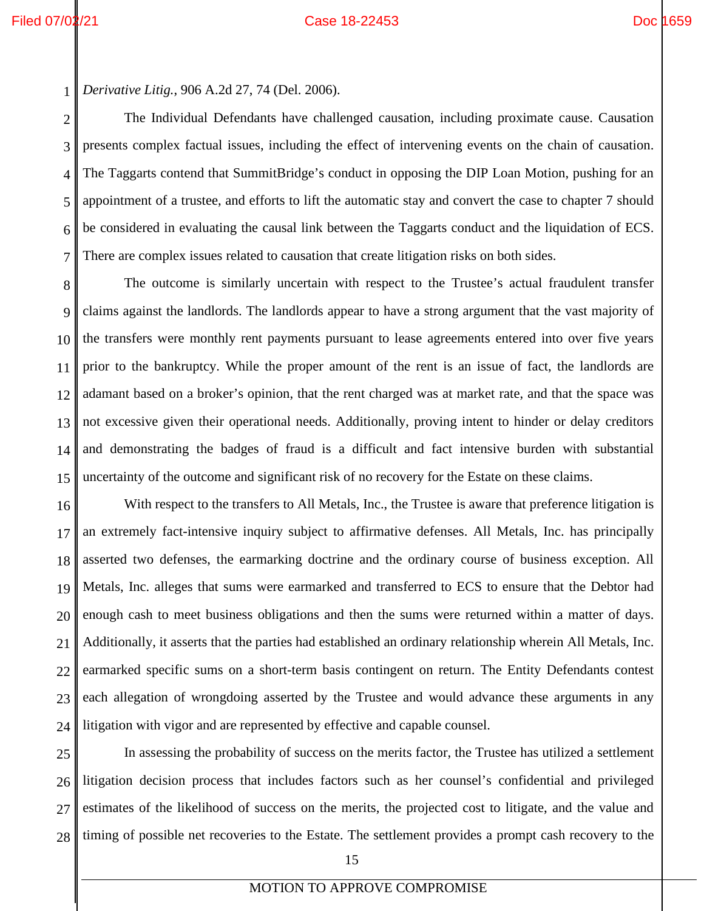*Derivative Litig.*, 906 A.2d 27, 74 (Del. 2006).

The Individual Defendants have challenged causation, including proximate cause. Causation presents complex factual issues, including the effect of intervening events on the chain of causation. The Taggarts contend that SummitBridge's conduct in opposing the DIP Loan Motion, pushing for an appointment of a trustee, and efforts to lift the automatic stay and convert the case to chapter 7 should be considered in evaluating the causal link between the Taggarts conduct and the liquidation of ECS. There are complex issues related to causation that create litigation risks on both sides.

The outcome is similarly uncertain with respect to the Trustee's actual fraudulent transfer claims against the landlords. The landlords appear to have a strong argument that the vast majority of the transfers were monthly rent payments pursuant to lease agreements entered into over five years prior to the bankruptcy. While the proper amount of the rent is an issue of fact, the landlords are adamant based on a broker's opinion, that the rent charged was at market rate, and that the space was not excessive given their operational needs. Additionally, proving intent to hinder or delay creditors and demonstrating the badges of fraud is a difficult and fact intensive burden with substantial uncertainty of the outcome and significant risk of no recovery for the Estate on these claims.

With respect to the transfers to All Metals, Inc., the Trustee is aware that preference litigation is an extremely fact-intensive inquiry subject to affirmative defenses. All Metals, Inc. has principally asserted two defenses, the earmarking doctrine and the ordinary course of business exception. All Metals, Inc. alleges that sums were earmarked and transferred to ECS to ensure that the Debtor had enough cash to meet business obligations and then the sums were returned within a matter of days. Additionally, it asserts that the parties had established an ordinary relationship wherein All Metals, Inc. earmarked specific sums on a short-term basis contingent on return. The Entity Defendants contest each allegation of wrongdoing asserted by the Trustee and would advance these arguments in any litigation with vigor and are represented by effective and capable counsel.

In assessing the probability of success on the merits factor, the Trustee has utilized a settlement litigation decision process that includes factors such as her counsel's confidential and privileged estimates of the likelihood of success on the merits, the projected cost to litigate, and the value and timing of possible net recoveries to the Estate. The settlement provides a prompt cash recovery to the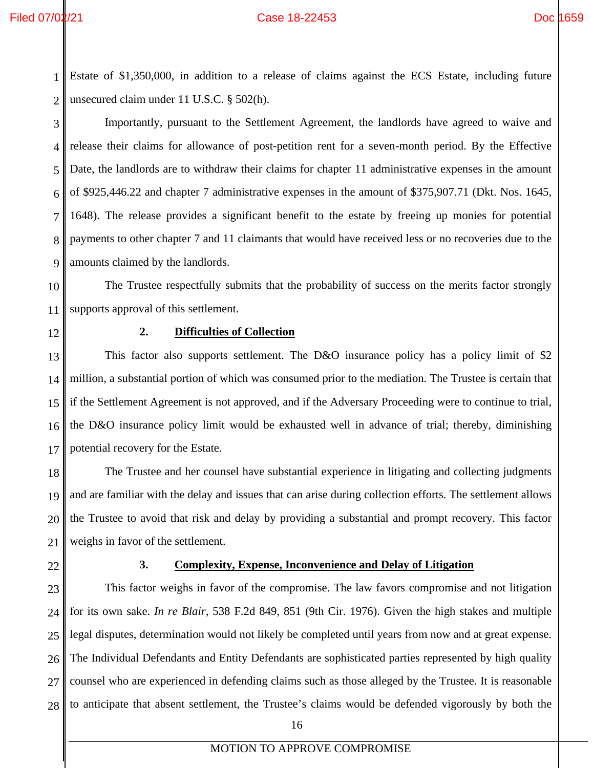Estate of $1,350,000, in addition to a release of claims against the ECS Estate, including future unsecured claim under 11 U.S.C. § 502(h).

Importantly, pursuant to the Settlement Agreement, the landlords have agreed to waive and release their claims for allowance of post-petition rent for a seven-month period. By the Effective Date, the landlords are to withdraw their claims for chapter 11 administrative expenses in the amount of $925,446.22 and chapter 7 administrative expenses in the amount of $375,907.71 (Dkt. Nos. 1645, 1648). The release provides a significant benefit to the estate by freeing up monies for potential payments to other chapter 7 and 11 claimants that would have received less or no recoveries due to the amounts claimed by the landlords.

The Trustee respectfully submits that the probability of success on the merits factor strongly supports approval of this settlement.

### 2. Difficulties of Collection

This factor also supports settlement. The D&O insurance policy has a policy limit of $2 million, a substantial portion of which was consumed prior to the mediation. The Trustee is certain that if the Settlement Agreement is not approved, and if the Adversary Proceeding were to continue to trial, the D&O insurance policy limit would be exhausted well in advance of trial; thereby, diminishing potential recovery for the Estate.

The Trustee and her counsel have substantial experience in litigating and collecting judgments and are familiar with the delay and issues that can arise during collection efforts. The settlement allows the Trustee to avoid that risk and delay by providing a substantial and prompt recovery. This factor weighs in favor of the settlement.

### 3. Complexity, Expense, Inconvenience and Delay of Litigation

This factor weighs in favor of the compromise. The law favors compromise and not litigation for its own sake. *In re Blair*, 538 F.2d 849, 851 (9th Cir. 1976). Given the high stakes and multiple legal disputes, determination would not likely be completed until years from now and at great expense. The Individual Defendants and Entity Defendants are sophisticated parties represented by high quality counsel who are experienced in defending claims such as those alleged by the Trustee. It is reasonable to anticipate that absent settlement, the Trustee's claims would be defended vigorously by both the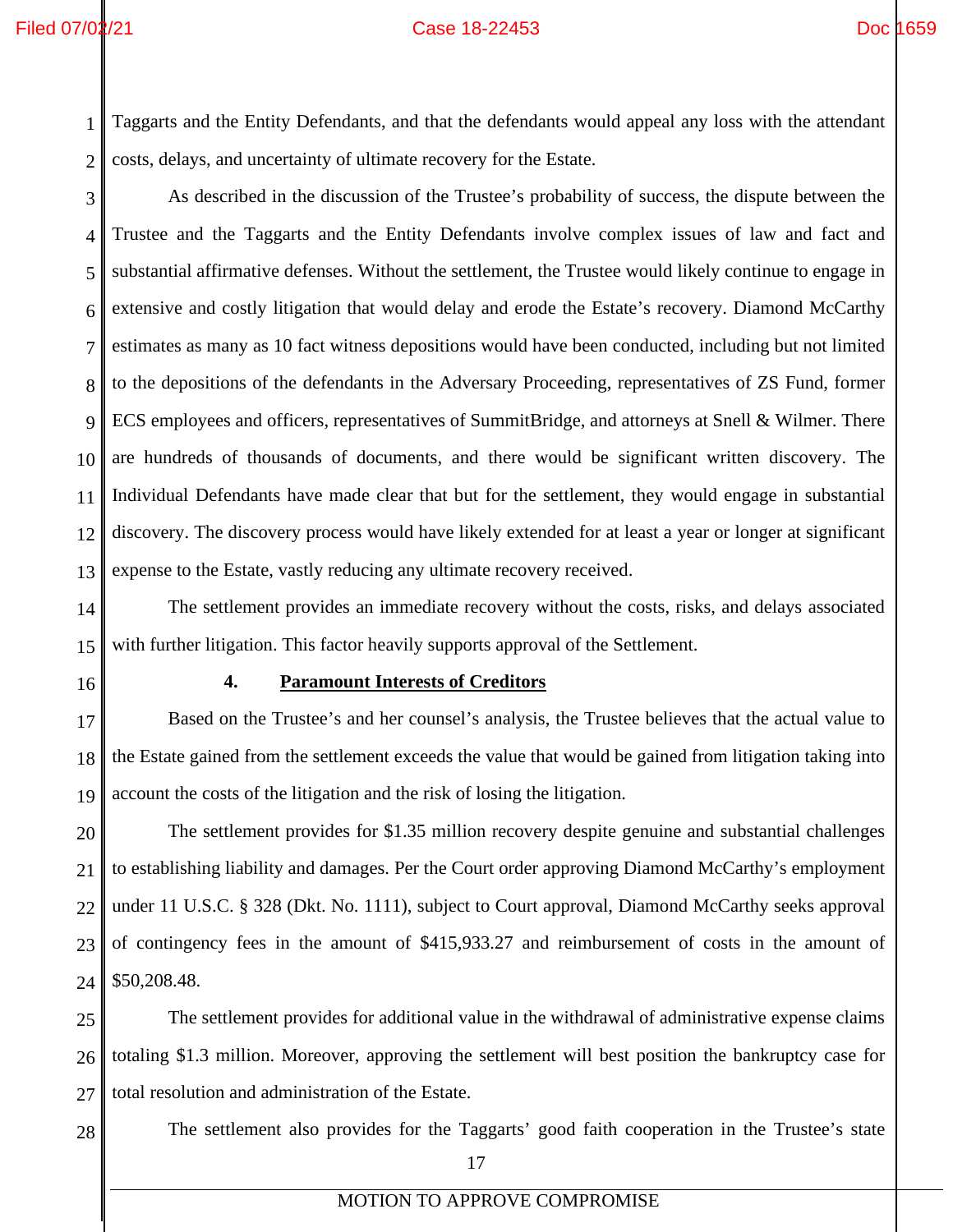Taggarts and the Entity Defendants, and that the defendants would appeal any loss with the attendant costs, delays, and uncertainty of ultimate recovery for the Estate.

As described in the discussion of the Trustee's probability of success, the dispute between the Trustee and the Taggarts and the Entity Defendants involve complex issues of law and fact and substantial affirmative defenses. Without the settlement, the Trustee would likely continue to engage in extensive and costly litigation that would delay and erode the Estate's recovery. Diamond McCarthy estimates as many as 10 fact witness depositions would have been conducted, including but not limited to the depositions of the defendants in the Adversary Proceeding, representatives of ZS Fund, former ECS employees and officers, representatives of SummitBridge, and attorneys at Snell & Wilmer. There are hundreds of thousands of documents, and there would be significant written discovery. The Individual Defendants have made clear that but for the settlement, they would engage in substantial discovery. The discovery process would have likely extended for at least a year or longer at significant expense to the Estate, vastly reducing any ultimate recovery received.

The settlement provides an immediate recovery without the costs, risks, and delays associated with further litigation. This factor heavily supports approval of the Settlement.

#### 4. **Paramount Interests of Creditors**

Based on the Trustee's and her counsel's analysis, the Trustee believes that the actual value to the Estate gained from the settlement exceeds the value that would be gained from litigation taking into account the costs of the litigation and the risk of losing the litigation.

The settlement provides for $1.35 million recovery despite genuine and substantial challenges to establishing liability and damages. Per the Court order approving Diamond McCarthy's employment under 11 U.S.C. § 328 (Dkt. No. 1111), subject to Court approval, Diamond McCarthy seeks approval of contingency fees in the amount of $415,933.27 and reimbursement of costs in the amount of $50,208.48.

The settlement provides for additional value in the withdrawal of administrative expense claims totaling $1.3 million. Moreover, approving the settlement will best position the bankruptcy case for total resolution and administration of the Estate.

The settlement also provides for the Taggarts' good faith cooperation in the Trustee's state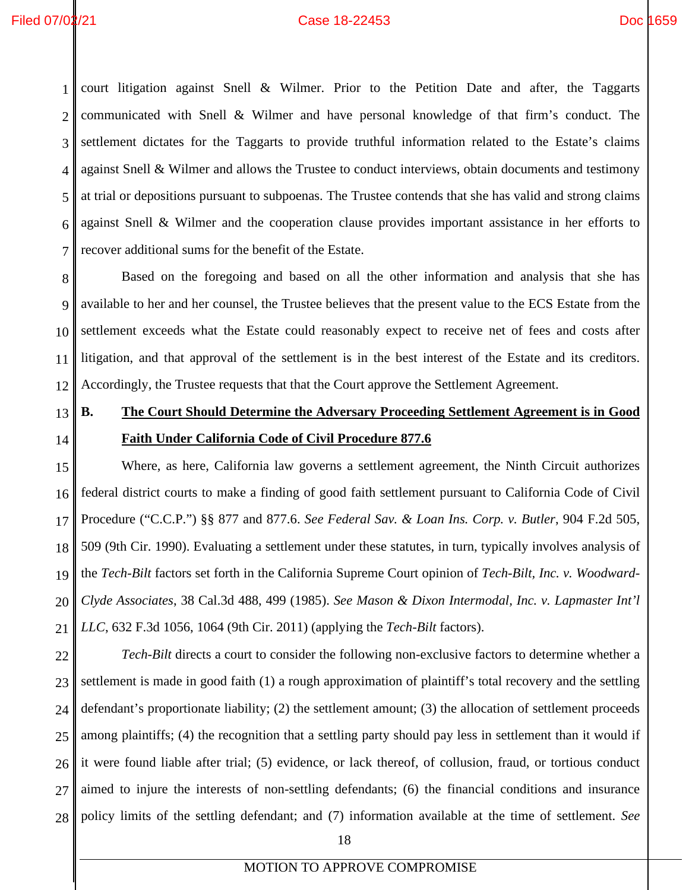court litigation against Snell & Wilmer. Prior to the Petition Date and after, the Taggarts communicated with Snell & Wilmer and have personal knowledge of that firm's conduct. The settlement dictates for the Taggarts to provide truthful information related to the Estate's claims against Snell & Wilmer and allows the Trustee to conduct interviews, obtain documents and testimony at trial or depositions pursuant to subpoenas. The Trustee contends that she has valid and strong claims against Snell & Wilmer and the cooperation clause provides important assistance in her efforts to recover additional sums for the benefit of the Estate.

Based on the foregoing and based on all the other information and analysis that she has available to her and her counsel, the Trustee believes that the present value to the ECS Estate from the settlement exceeds what the Estate could reasonably expect to receive net of fees and costs after litigation, and that approval of the settlement is in the best interest of the Estate and its creditors. Accordingly, the Trustee requests that that the Court approve the Settlement Agreement.

**B. The Court Should Determine the Adversary Proceeding Settlement Agreement is in Good Faith Under California Code of Civil Procedure 877.6**

Where, as here, California law governs a settlement agreement, the Ninth Circuit authorizes federal district courts to make a finding of good faith settlement pursuant to California Code of Civil Procedure ("C.C.P.") §§ 877 and 877.6. *See Federal Sav. & Loan Ins. Corp. v. Butler*, 904 F.2d 505, 509 (9th Cir. 1990). Evaluating a settlement under these statutes, in turn, typically involves analysis of the *Tech-Bilt* factors set forth in the California Supreme Court opinion of *Tech-Bilt, Inc. v. Woodward-Clyde Associates*, 38 Cal.3d 488, 499 (1985). *See Mason & Dixon Intermodal, Inc. v. Lapmaster Int'l LLC*, 632 F.3d 1056, 1064 (9th Cir. 2011) (applying the *Tech-Bilt* factors).

*Tech-Bilt* directs a court to consider the following non-exclusive factors to determine whether a settlement is made in good faith (1) a rough approximation of plaintiff's total recovery and the settling defendant's proportionate liability; (2) the settlement amount; (3) the allocation of settlement proceeds among plaintiffs; (4) the recognition that a settling party should pay less in settlement than it would if it were found liable after trial; (5) evidence, or lack thereof, of collusion, fraud, or tortious conduct aimed to injure the interests of non-settling defendants; (6) the financial conditions and insurance policy limits of the settling defendant; and (7) information available at the time of settlement. *See*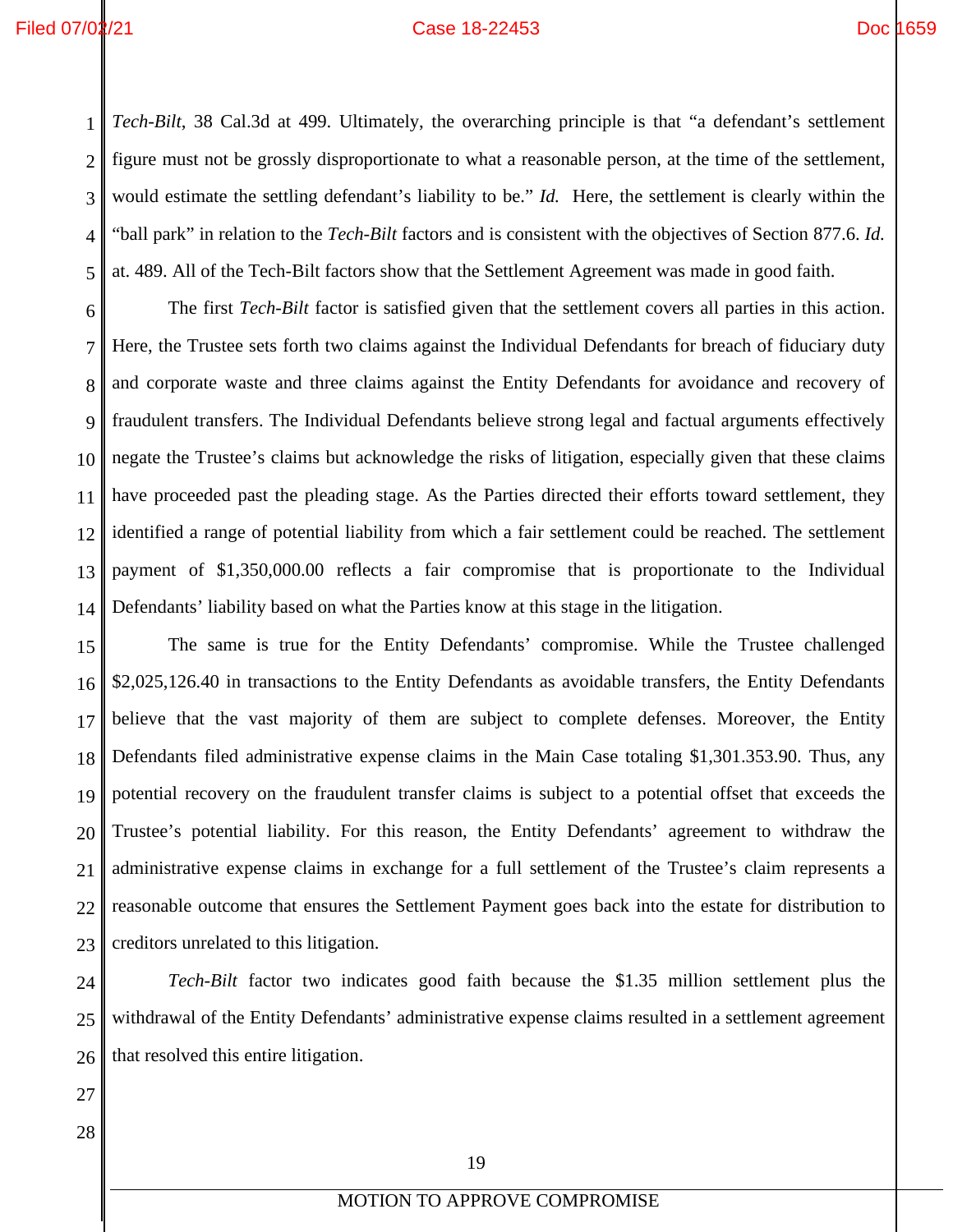*Tech-Bilt*, 38 Cal.3d at 499. Ultimately, the overarching principle is that "a defendant's settlement figure must not be grossly disproportionate to what a reasonable person, at the time of the settlement, would estimate the settling defendant's liability to be." *Id.* Here, the settlement is clearly within the "ball park" in relation to the *Tech-Bilt* factors and is consistent with the objectives of Section 877.6. *Id.* at. 489. All of the Tech-Bilt factors show that the Settlement Agreement was made in good faith.

The first *Tech-Bilt* factor is satisfied given that the settlement covers all parties in this action. Here, the Trustee sets forth two claims against the Individual Defendants for breach of fiduciary duty and corporate waste and three claims against the Entity Defendants for avoidance and recovery of fraudulent transfers. The Individual Defendants believe strong legal and factual arguments effectively negate the Trustee's claims but acknowledge the risks of litigation, especially given that these claims have proceeded past the pleading stage. As the Parties directed their efforts toward settlement, they identified a range of potential liability from which a fair settlement could be reached. The settlement payment of $1,350,000.00 reflects a fair compromise that is proportionate to the Individual Defendants' liability based on what the Parties know at this stage in the litigation.

The same is true for the Entity Defendants' compromise. While the Trustee challenged $2,025,126.40 in transactions to the Entity Defendants as avoidable transfers, the Entity Defendants believe that the vast majority of them are subject to complete defenses. Moreover, the Entity Defendants filed administrative expense claims in the Main Case totaling $1,301.353.90. Thus, any potential recovery on the fraudulent transfer claims is subject to a potential offset that exceeds the Trustee's potential liability. For this reason, the Entity Defendants' agreement to withdraw the administrative expense claims in exchange for a full settlement of the Trustee's claim represents a reasonable outcome that ensures the Settlement Payment goes back into the estate for distribution to creditors unrelated to this litigation.

*Tech-Bilt* factor two indicates good faith because the $1.35 million settlement plus the withdrawal of the Entity Defendants' administrative expense claims resulted in a settlement agreement that resolved this entire litigation.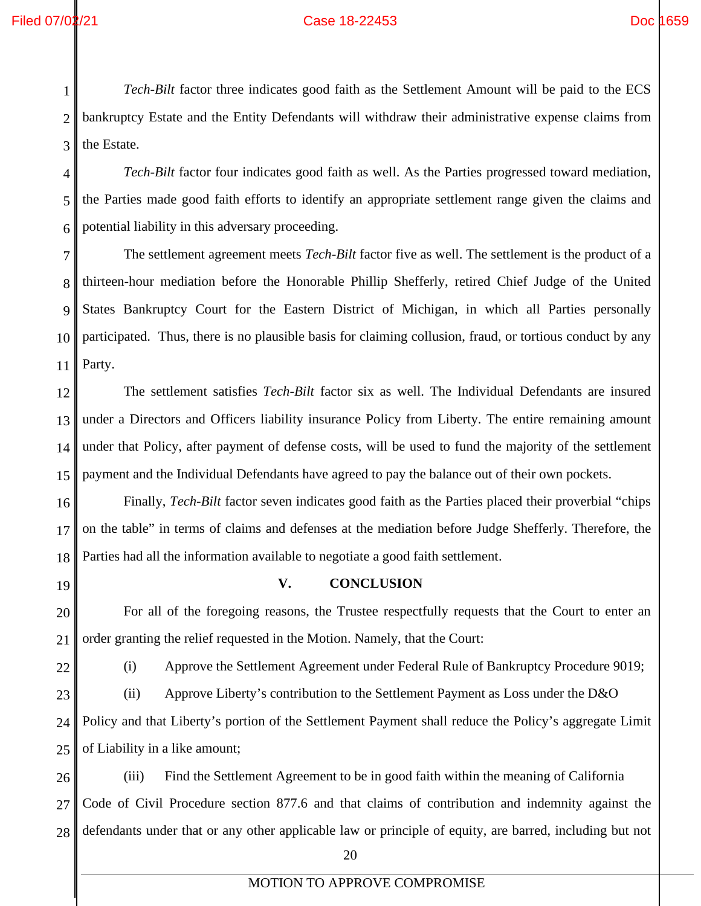*Tech-Bilt* factor three indicates good faith as the Settlement Amount will be paid to the ECS bankruptcy Estate and the Entity Defendants will withdraw their administrative expense claims from the Estate.

*Tech-Bilt* factor four indicates good faith as well. As the Parties progressed toward mediation, the Parties made good faith efforts to identify an appropriate settlement range given the claims and potential liability in this adversary proceeding.

The settlement agreement meets *Tech-Bilt* factor five as well. The settlement is the product of a thirteen-hour mediation before the Honorable Phillip Shefferly, retired Chief Judge of the United States Bankruptcy Court for the Eastern District of Michigan, in which all Parties personally participated. Thus, there is no plausible basis for claiming collusion, fraud, or tortious conduct by any Party.

The settlement satisfies *Tech-Bilt* factor six as well. The Individual Defendants are insured under a Directors and Officers liability insurance Policy from Liberty. The entire remaining amount under that Policy, after payment of defense costs, will be used to fund the majority of the settlement payment and the Individual Defendants have agreed to pay the balance out of their own pockets.

Finally, *Tech-Bilt* factor seven indicates good faith as the Parties placed their proverbial "chips on the table" in terms of claims and defenses at the mediation before Judge Shefferly. Therefore, the Parties had all the information available to negotiate a good faith settlement.

## V. CONCLUSION

For all of the foregoing reasons, the Trustee respectfully requests that the Court to enter an order granting the relief requested in the Motion. Namely, that the Court:

(i) Approve the Settlement Agreement under Federal Rule of Bankruptcy Procedure 9019;

(ii) Approve Liberty's contribution to the Settlement Payment as Loss under the D&O Policy and that Liberty's portion of the Settlement Payment shall reduce the Policy's aggregate Limit of Liability in a like amount;

(iii) Find the Settlement Agreement to be in good faith within the meaning of California Code of Civil Procedure section 877.6 and that claims of contribution and indemnity against the defendants under that or any other applicable law or principle of equity, are barred, including but not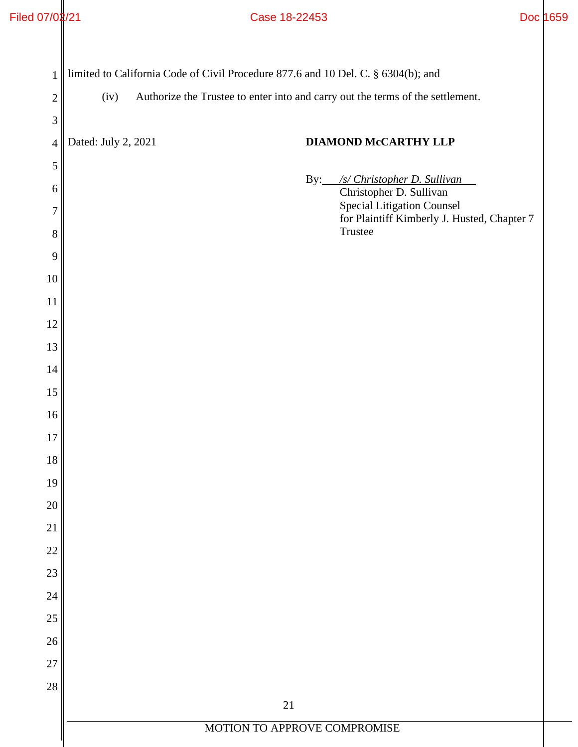limited to California Code of Civil Procedure 877.6 and 10 Del. C. § 6304(b); and

(iv) Authorize the Trustee to enter into and carry out the terms of the settlement.

Dated: July 2, 2021

**DIAMOND McCARTHY LLP**

By: */s/ Christopher D. Sullivan*
Christopher D. Sullivan
Special Litigation Counsel
for Plaintiff Kimberly J. Husted, Chapter 7 Trustee